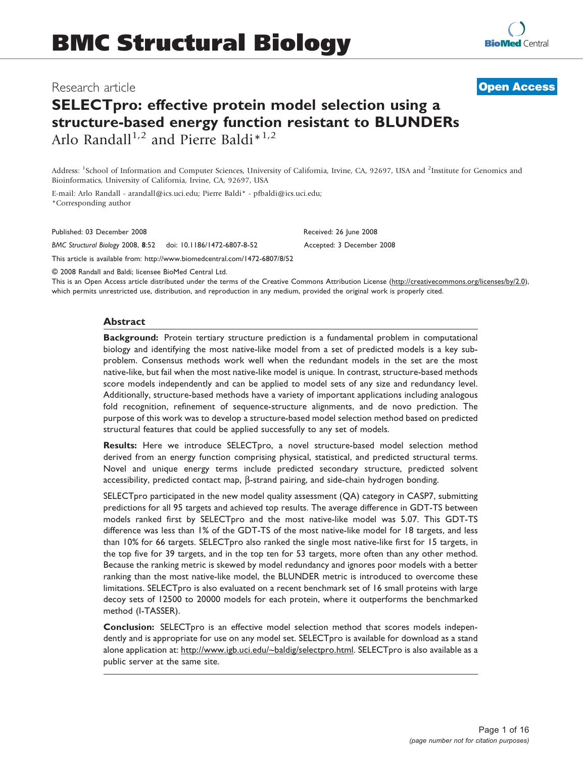# BMC Structural Biology

Research article

**Open Access**

## SELECTpro: effective protein model selection using a structure-based energy function resistant to BLUNDERs

Arlo Randall[1,2] and Pierre Baldi*[1,2]

Address: [1]School of Information and Computer Sciences, University of California, Irvine, CA, 92697, USA and [2]Institute for Genomics and Bioinformatics, University of California, Irvine, CA, 92697, USA

E-mail: Arlo Randall - arandall@ics.uci.edu; Pierre Baldi* - pfbaldi@ics.uci.edu;
*Corresponding author

Published: 03 December 2008

*BMC Structural Biology* 2008, **8**:52 doi: 10.1186/1472-6807-8-52

Received: 26 June 2008

Accepted: 3 December 2008

This article is available from: http://www.biomedcentral.com/1472-6807/8/52

© 2008 Randall and Baldi; licensee BioMed Central Ltd.
This is an Open Access article distributed under the terms of the Creative Commons Attribution License (http://creativecommons.org/licenses/by/2.0), which permits unrestricted use, distribution, and reproduction in any medium, provided the original work is properly cited.

## Abstract

**Background:** Protein tertiary structure prediction is a fundamental problem in computational biology and identifying the most native-like model from a set of predicted models is a key sub-problem. Consensus methods work well when the redundant models in the set are the most native-like, but fail when the most native-like model is unique. In contrast, structure-based methods score models independently and can be applied to model sets of any size and redundancy level. Additionally, structure-based methods have a variety of important applications including analogous fold recognition, refinement of sequence-structure alignments, and de novo prediction. The purpose of this work was to develop a structure-based model selection method based on predicted structural features that could be applied successfully to any set of models.

**Results:** Here we introduce SELECTpro, a novel structure-based model selection method derived from an energy function comprising physical, statistical, and predicted structural terms. Novel and unique energy terms include predicted secondary structure, predicted solvent accessibility, predicted contact map, β-strand pairing, and side-chain hydrogen bonding.

SELECTpro participated in the new model quality assessment (QA) category in CASP7, submitting predictions for all 95 targets and achieved top results. The average difference in GDT-TS between models ranked first by SELECTpro and the most native-like model was 5.07. This GDT-TS difference was less than 1% of the GDT-TS of the most native-like model for 18 targets, and less than 10% for 66 targets. SELECTpro also ranked the single most native-like first for 15 targets, in the top five for 39 targets, and in the top ten for 53 targets, more often than any other method. Because the ranking metric is skewed by model redundancy and ignores poor models with a better ranking than the most native-like model, the BLUNDER metric is introduced to overcome these limitations. SELECTpro is also evaluated on a recent benchmark set of 16 small proteins with large decoy sets of 12500 to 20000 models for each protein, where it outperforms the benchmarked method (I-TASSER).

**Conclusion:** SELECTpro is an effective model selection method that scores models independently and is appropriate for use on any model set. SELECTpro is available for download as a stand alone application at: http://www.igb.uci.edu/~baldig/selectpro.html. SELECTpro is also available as a public server at the same site.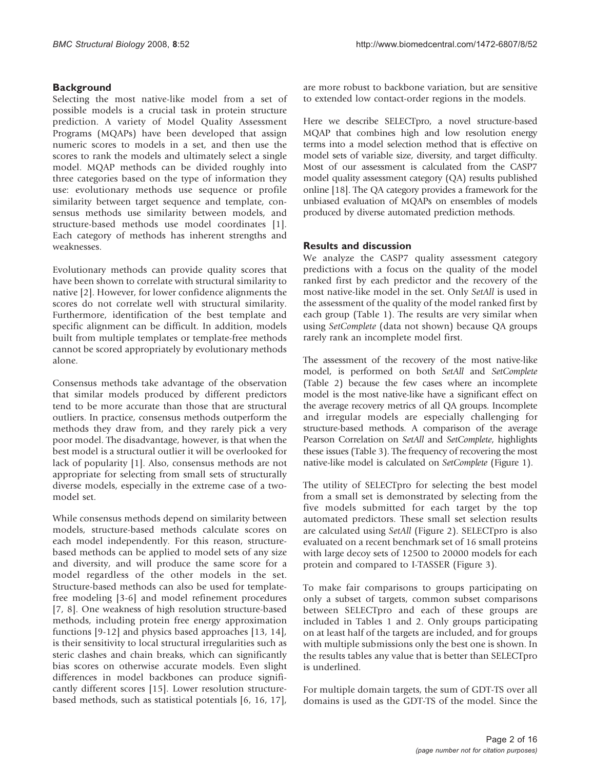## Background

Selecting the most native-like model from a set of possible models is a crucial task in protein structure prediction. A variety of Model Quality Assessment Programs (MQAPs) have been developed that assign numeric scores to models in a set, and then use the scores to rank the models and ultimately select a single model. MQAP methods can be divided roughly into three categories based on the type of information they use: evolutionary methods use sequence or profile similarity between target sequence and template, consensus methods use similarity between models, and structure-based methods use model coordinates [1]. Each category of methods has inherent strengths and weaknesses.

Evolutionary methods can provide quality scores that have been shown to correlate with structural similarity to native [2]. However, for lower confidence alignments the scores do not correlate well with structural similarity. Furthermore, identification of the best template and specific alignment can be difficult. In addition, models built from multiple templates or template-free methods cannot be scored appropriately by evolutionary methods alone.

Consensus methods take advantage of the observation that similar models produced by different predictors tend to be more accurate than those that are structural outliers. In practice, consensus methods outperform the methods they draw from, and they rarely pick a very poor model. The disadvantage, however, is that when the best model is a structural outlier it will be overlooked for lack of popularity [1]. Also, consensus methods are not appropriate for selecting from small sets of structurally diverse models, especially in the extreme case of a two-model set.

While consensus methods depend on similarity between models, structure-based methods calculate scores on each model independently. For this reason, structure-based methods can be applied to model sets of any size and diversity, and will produce the same score for a model regardless of the other models in the set. Structure-based methods can also be used for template-free modeling [3-6] and model refinement procedures [7, 8]. One weakness of high resolution structure-based methods, including protein free energy approximation functions [9-12] and physics based approaches [13, 14], is their sensitivity to local structural irregularities such as steric clashes and chain breaks, which can significantly bias scores on otherwise accurate models. Even slight differences in model backbones can produce significantly different scores [15]. Lower resolution structure-based methods, such as statistical potentials [6, 16, 17], are more robust to backbone variation, but are sensitive to extended low contact-order regions in the models.

Here we describe SELECTpro, a novel structure-based MQAP that combines high and low resolution energy terms into a model selection method that is effective on model sets of variable size, diversity, and target difficulty. Most of our assessment is calculated from the CASP7 model quality assessment category (QA) results published online [18]. The QA category provides a framework for the unbiased evaluation of MQAPs on ensembles of models produced by diverse automated prediction methods.

## Results and discussion

We analyze the CASP7 quality assessment category predictions with a focus on the quality of the model ranked first by each predictor and the recovery of the most native-like model in the set. Only *SetAll* is used in the assessment of the quality of the model ranked first by each group (Table 1). The results are very similar when using *SetComplete* (data not shown) because QA groups rarely rank an incomplete model first.

The assessment of the recovery of the most native-like model, is performed on both *SetAll* and *SetComplete* (Table 2) because the few cases where an incomplete model is the most native-like have a significant effect on the average recovery metrics of all QA groups. Incomplete and irregular models are especially challenging for structure-based methods. A comparison of the average Pearson Correlation on *SetAll* and *SetComplete*, highlights these issues (Table 3). The frequency of recovering the most native-like model is calculated on *SetComplete* (Figure 1).

The utility of SELECTpro for selecting the best model from a small set is demonstrated by selecting from the five models submitted for each target by the top automated predictors. These small set selection results are calculated using *SetAll* (Figure 2). SELECTpro is also evaluated on a recent benchmark set of 16 small proteins with large decoy sets of 12500 to 20000 models for each protein and compared to I-TASSER (Figure 3).

To make fair comparisons to groups participating on only a subset of targets, common subset comparisons between SELECTpro and each of these groups are included in Tables 1 and 2. Only groups participating on at least half of the targets are included, and for groups with multiple submissions only the best one is shown. In the results tables any value that is better than SELECTpro is underlined.

For multiple domain targets, the sum of GDT-TS over all domains is used as the GDT-TS of the model. Since the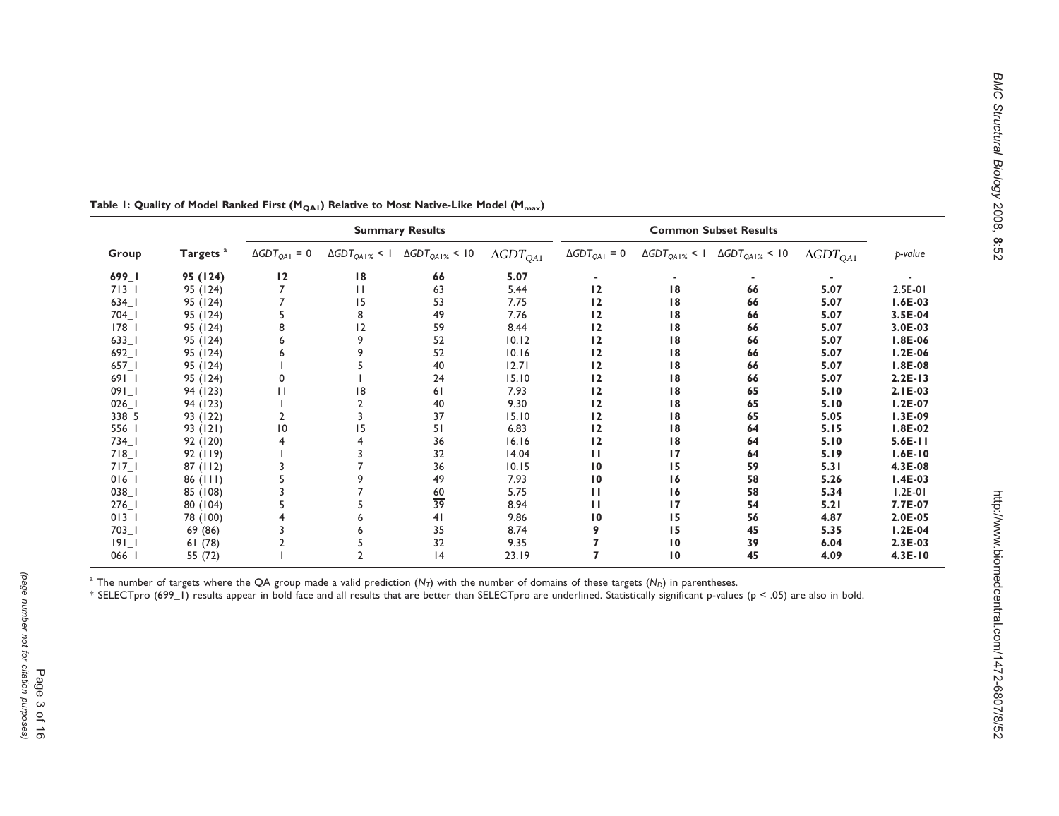**Table 1: Quality of Model Ranked First ($M_{QA1}$) Relative to Most Native-Like Model ($M_{max}$)**

| Group | Targets [a] | Summary Results | | | | Common Subset Results | | | | p-value |
|---|---|---|---|---|---|---|---|---|---|---|
| | | $\Delta GDT_{QA1} = 0$ | $\Delta GDT_{QA1\%} < 1$ | $\Delta GDT_{QA1\%} < 10$ | $\overline{\Delta GDT_{QA1}}$ | $\Delta GDT_{QA1} = 0$ | $\Delta GDT_{QA1\%} < 1$ | $\Delta GDT_{QA1\%} < 10$ | $\overline{\Delta GDT_{QA1}}$ | |
| **699_1** | **95 (124)** | **12** | **18** | **66** | **5.07** | - | - | - | - | - |
| 713_1 | 95 (124) | 7 | 11 | 63 | 5.44 | **12** | **18** | **66** | **5.07** | 2.5E-01 |
| 634_1 | 95 (124) | 7 | 15 | 53 | 7.75 | **12** | **18** | **66** | **5.07** | **1.6E-03** |
| 704_1 | 95 (124) | 5 | 8 | 49 | 7.76 | **12** | **18** | **66** | **5.07** | **3.5E-04** |
| 178_1 | 95 (124) | 8 | 12 | 59 | 8.44 | **12** | **18** | **66** | **5.07** | **3.0E-03** |
| 633_1 | 95 (124) | 6 | 9 | 52 | 10.12 | **12** | **18** | **66** | **5.07** | **1.8E-06** |
| 692_1 | 95 (124) | 6 | 9 | 52 | 10.16 | **12** | **18** | **66** | **5.07** | **1.2E-06** |
| 657_1 | 95 (124) | 1 | 5 | 40 | 12.71 | **12** | **18** | **66** | **5.07** | **1.8E-08** |
| 691_1 | 95 (124) | 0 | 1 | 24 | 15.10 | **12** | **18** | **66** | **5.07** | **2.2E-13** |
| 091_1 | 94 (123) | 11 | 18 | 61 | 7.93 | **12** | **18** | **65** | **5.10** | **2.1E-03** |
| 026_1 | 94 (123) | 1 | 2 | 40 | 9.30 | **12** | **18** | **65** | **5.10** | **1.2E-07** |
| 338_5 | 93 (122) | 2 | 3 | 37 | 15.10 | **12** | **18** | **65** | **5.05** | **1.3E-09** |
| 556_1 | 93 (121) | 10 | 15 | 51 | 6.83 | **12** | **18** | **64** | **5.15** | **1.8E-02** |
| 734_1 | 92 (120) | 4 | 4 | 36 | 16.16 | **12** | **18** | **64** | **5.10** | **5.6E-11** |
| 718_1 | 92 (119) | 1 | 3 | 32 | 14.04 | **11** | **17** | **64** | **5.19** | **1.6E-10** |
| 717_1 | 87 (112) | 3 | 7 | 36 | 10.15 | **10** | **15** | **59** | **5.31** | **4.3E-08** |
| 016_1 | 86 (111) | 5 | 9 | 49 | 7.93 | **10** | **16** | **58** | **5.26** | **1.4E-03** |
| 038_1 | 85 (108) | 3 | 7 | <u>60</u> | 5.75 | **11** | **16** | **58** | **5.34** | 1.2E-01 |
| 276_1 | 80 (104) | 5 | 5 | 39 | 8.94 | **11** | **17** | **54** | **5.21** | **7.7E-07** |
| 013_1 | 78 (100) | 4 | 6 | 41 | 9.86 | **10** | **15** | **56** | **4.87** | **2.0E-05** |
| 703_1 | 69 (86) | 3 | 6 | 35 | 8.74 | **9** | **15** | **45** | **5.35** | **1.2E-04** |
| 191_1 | 61 (78) | 2 | 5 | 32 | 9.35 | **7** | **10** | **39** | **6.04** | **2.3E-03** |
| 066_1 | 55 (72) | 1 | 2 | 14 | 23.19 | **7** | **10** | **45** | **4.09** | **4.3E-10** |

[a] The number of targets where the QA group made a valid prediction ($N_T$) with the number of domains of these targets ($N_D$) in parentheses.

* SELECTpro (699_1) results appear in bold face and all results that are better than SELECTpro are underlined. Statistically significant p-values ($p < .05$) are also in bold.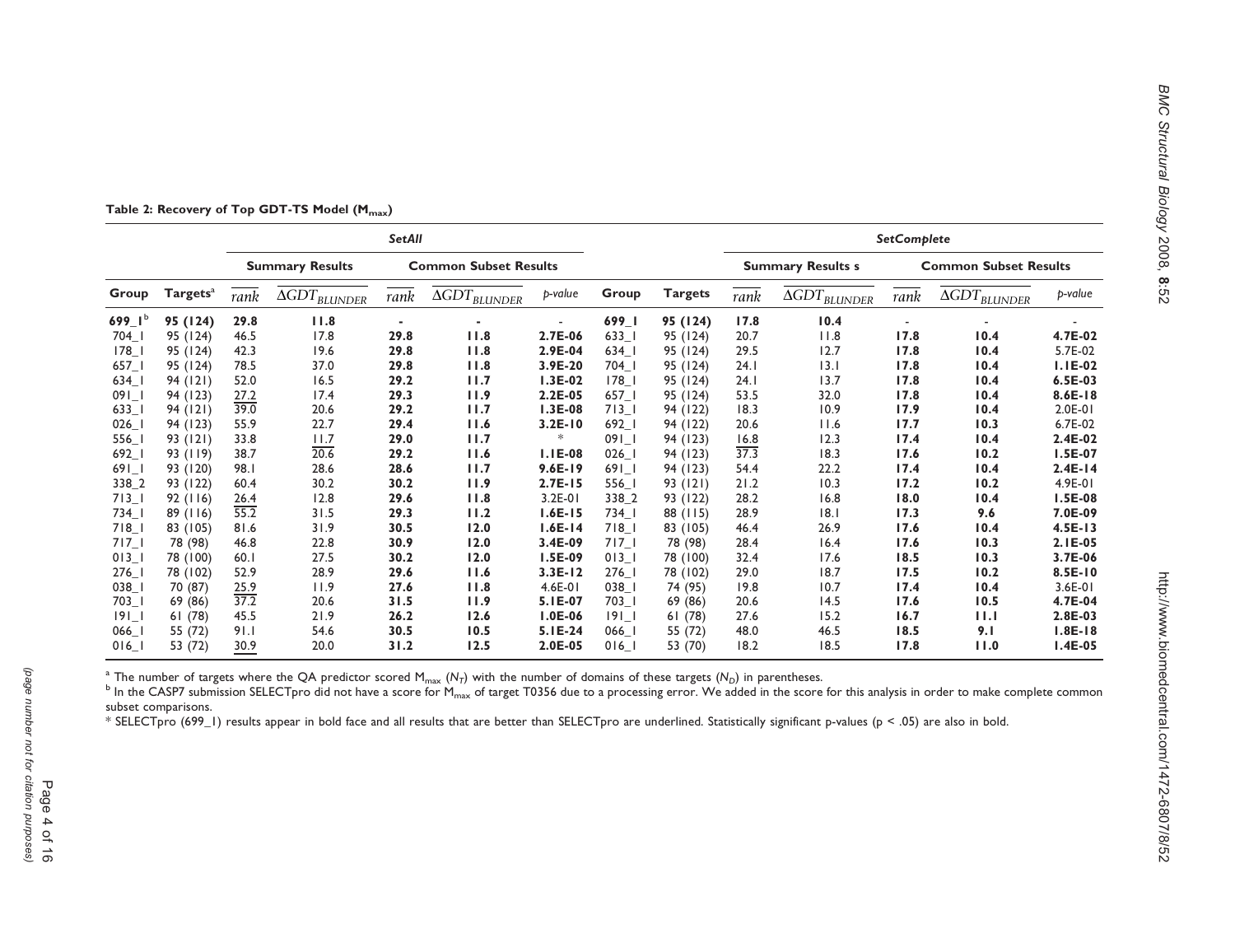**Table 2: Recovery of Top GDT-TS Model ($M_{max}$)**

| | | *SetAll* | | | | | | | *SetComplete* | | | | |
|---|---|---|---|---|---|---|---|---|---|---|---|---|---|
| | | Summary Results | | Common Subset Results | | | | | Summary Results s | | Common Subset Results | | |
| Group | Targets[a] | $\overline{rank}$ | $\overline{\Delta GDT_{BLUNDER}}$ | $\overline{rank}$ | $\overline{\Delta GDT_{BLUNDER}}$ | *p-value* | Group | Targets | $\overline{rank}$ | $\overline{\Delta GDT_{BLUNDER}}$ | $\overline{rank}$ | $\overline{\Delta GDT_{BLUNDER}}$ | *p-value* |
| **699_1**[b] | **95 (124)** | **29.8** | **11.8** | - | - | - | **699_1** | **95 (124)** | **17.8** | **10.4** | - | - | - |
| 704_1 | 95 (124) | 46.5 | 17.8 | **29.8** | **11.8** | **2.7E-06** | 633_1 | 95 (124) | 20.7 | 11.8 | **17.8** | **10.4** | **4.7E-02** |
| 178_1 | 95 (124) | 42.3 | 19.6 | **29.8** | **11.8** | **2.9E-04** | 634_1 | 95 (124) | 29.5 | 12.7 | **17.8** | **10.4** | 5.7E-02 |
| 657_1 | 95 (124) | 78.5 | 37.0 | **29.8** | **11.8** | **3.9E-20** | 704_1 | 95 (124) | 24.1 | 13.1 | **17.8** | **10.4** | **1.1E-02** |
| 634_1 | 94 (121) | 52.0 | 16.5 | **29.2** | **11.7** | **1.3E-02** | 178_1 | 95 (124) | 24.1 | 13.7 | **17.8** | **10.4** | **6.5E-03** |
| 091_1 | 94 (123) | <u>27.2</u> | 17.4 | **29.3** | **11.9** | **2.2E-05** | 657_1 | 95 (124) | 53.5 | 32.0 | **17.8** | **10.4** | **8.6E-18** |
| 633_1 | 94 (121) | <u>39.0</u> | 20.6 | **29.2** | **11.7** | **1.3E-08** | 713_1 | 94 (122) | 18.3 | 10.9 | **17.9** | **10.4** | 2.0E-01 |
| 026_1 | 94 (123) | 55.9 | 22.7 | **29.4** | **11.6** | **3.2E-10** | 692_1 | 94 (122) | 20.6 | 11.6 | **17.7** | **10.3** | 6.7E-02 |
| 556_1 | 93 (121) | 33.8 | <u>11.7</u> | **29.0** | **11.7** | * | 091_1 | 94 (123) | <u>16.8</u> | 12.3 | **17.4** | **10.4** | **2.4E-02** |
| 692_1 | 93 (119) | 38.7 | <u>20.6</u> | **29.2** | **11.6** | **1.1E-08** | 026_1 | 94 (123) | <u>37.3</u> | 18.3 | **17.6** | **10.2** | **1.5E-07** |
| 691_1 | 93 (120) | 98.1 | 28.6 | **28.6** | **11.7** | **9.6E-19** | 691_1 | 94 (123) | 54.4 | 22.2 | **17.4** | **10.4** | **2.4E-14** |
| 338_2 | 93 (122) | 60.4 | 30.2 | **30.2** | **11.9** | **2.7E-15** | 556_1 | 93 (121) | 21.2 | 10.3 | **17.2** | **10.2** | 4.9E-01 |
| 713_1 | 92 (116) | <u>26.4</u> | 12.8 | **29.6** | **11.8** | 3.2E-01 | 338_2 | 93 (122) | 28.2 | 16.8 | **18.0** | **10.4** | **1.5E-08** |
| 734_1 | 89 (116) | <u>55.2</u> | 31.5 | **29.3** | **11.2** | **1.6E-15** | 734_1 | 88 (115) | 28.9 | 18.1 | **17.3** | **9.6** | **7.0E-09** |
| 718_1 | 83 (105) | 81.6 | 31.9 | **30.5** | **12.0** | **1.6E-14** | 718_1 | 83 (105) | 46.4 | 26.9 | **17.6** | **10.4** | **4.5E-13** |
| 717_1 | 78 (98) | 46.8 | 22.8 | **30.9** | **12.0** | **3.4E-09** | 717_1 | 78 (98) | 28.4 | 16.4 | **17.6** | **10.3** | **2.1E-05** |
| 013_1 | 78 (100) | 60.1 | 27.5 | **30.2** | **12.0** | **1.5E-09** | 013_1 | 78 (100) | 32.4 | 17.6 | **18.5** | **10.3** | **3.7E-06** |
| 276_1 | 78 (102) | 52.9 | 28.9 | **29.6** | **11.6** | **3.3E-12** | 276_1 | 78 (102) | 29.0 | 18.7 | **17.5** | **10.2** | **8.5E-10** |
| 038_1 | 70 (87) | <u>25.9</u> | 11.9 | **27.6** | **11.8** | 4.6E-01 | 038_1 | 74 (95) | 19.8 | 10.7 | **17.4** | **10.4** | 3.6E-01 |
| 703_1 | 69 (86) | <u>37.2</u> | 20.6 | **31.5** | **11.9** | **5.1E-07** | 703_1 | 69 (86) | 20.6 | 14.5 | **17.6** | **10.5** | **4.7E-04** |
| 191_1 | 61 (78) | 45.5 | 21.9 | **26.2** | **12.6** | **1.0E-06** | 191_1 | 61 (78) | 27.6 | 15.2 | **16.7** | **11.1** | **2.8E-03** |
| 066_1 | 55 (72) | 91.1 | 54.6 | **30.5** | **10.5** | **5.1E-24** | 066_1 | 55 (72) | 48.0 | 46.5 | **18.5** | **9.1** | **1.8E-18** |
| 016_1 | 53 (72) | <u>30.9</u> | 20.0 | **31.2** | **12.5** | **2.0E-05** | 016_1 | 53 (70) | 18.2 | 18.5 | **17.8** | **11.0** | **1.4E-05** |

[a] The number of targets where the QA predictor scored $M_{max}$ ($N_T$) with the number of domains of these targets ($N_D$) in parentheses.

[b] In the CASP7 submission SELECTpro did not have a score for $M_{max}$ of target T0356 due to a processing error. We added in the score for this analysis in order to make complete common subset comparisons.

\* SELECTpro (699_1) results appear in bold face and all results that are better than SELECTpro are underlined. Statistically significant p-values ($p < .05$) are also in bold.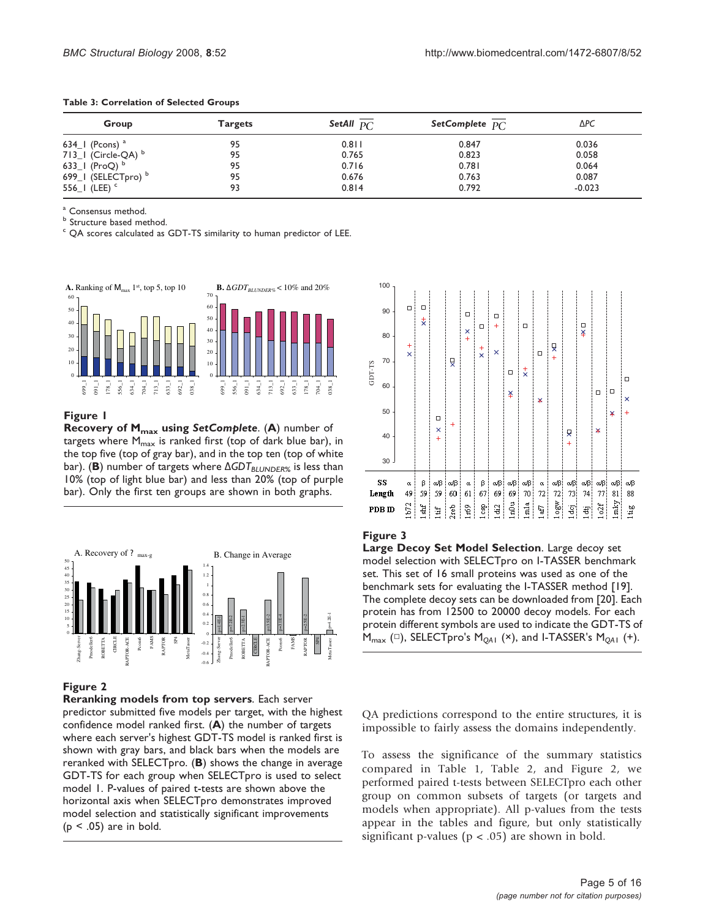**Table 3: Correlation of Selected Groups**

| Group | Targets | *SetAll* $\overline{PC}$ | *SetComplete* $\overline{PC}$ | ΔPC |
|---|---|---|---|---|
| 634_1 (Pcons) [a] | 95 | 0.811 | 0.847 | 0.036 |
| 713_1 (Circle-QA) [b] | 95 | 0.765 | 0.823 | 0.058 |
| 633_1 (ProQ) [b] | 95 | 0.716 | 0.781 | 0.064 |
| 699_1 (SELECTpro) [b] | 95 | 0.676 | 0.763 | 0.087 |
| 556_1 (LEE) [c] | 93 | 0.814 | 0.792 | -0.023 |

[a] Consensus method.
[b] Structure based method.
[c] QA scores calculated as GDT-TS similarity to human predictor of LEE.

**Figure 1**
**Recovery of $M_{max}$ using *SetComplete*.** (**A**) number of targets where $M_{max}$ is ranked first (top of dark blue bar), in the top five (top of gray bar), and in the top ten (top of white bar). (**B**) number of targets where $\Delta GDT_{BLUNDER\%}$ is less than 10% (top of light blue bar) and less than 20% (top of purple bar). Only the first ten groups are shown in both graphs.

**Figure 2**
**Reranking models from top servers**. Each server predictor submitted five models per target, with the highest confidence model ranked first. (**A**) the number of targets where each server's highest GDT-TS model is ranked first is shown with gray bars, and black bars when the models are reranked with SELECTpro. (**B**) shows the change in average GDT-TS for each group when SELECTpro is used to select model 1. P-values of paired t-tests are shown above the horizontal axis when SELECTpro demonstrates improved model selection and statistically significant improvements ($p < .05$) are in bold.

**Figure 3**
**Large Decoy Set Model Selection**. Large decoy set model selection with SELECTpro on I-TASSER benchmark set. This set of 16 small proteins was used as one of the benchmark sets for evaluating the I-TASSER method [19]. The complete decoy sets can be downloaded from [20]. Each protein has from 12500 to 20000 decoy models. For each protein different symbols are used to indicate the GDT-TS of $M_{max}$ (□), SELECTpro's $M_{QA1}$ (×), and I-TASSER's $M_{QA1}$ (+).

QA predictions correspond to the entire structures, it is impossible to fairly assess the domains independently.

To assess the significance of the summary statistics compared in Table 1, Table 2, and Figure 2, we performed paired t-tests between SELECTpro each other group on common subsets of targets (or targets and models when appropriate). All p-values from the tests appear in the tables and figure, but only statistically significant p-values ($p < .05$) are shown in bold.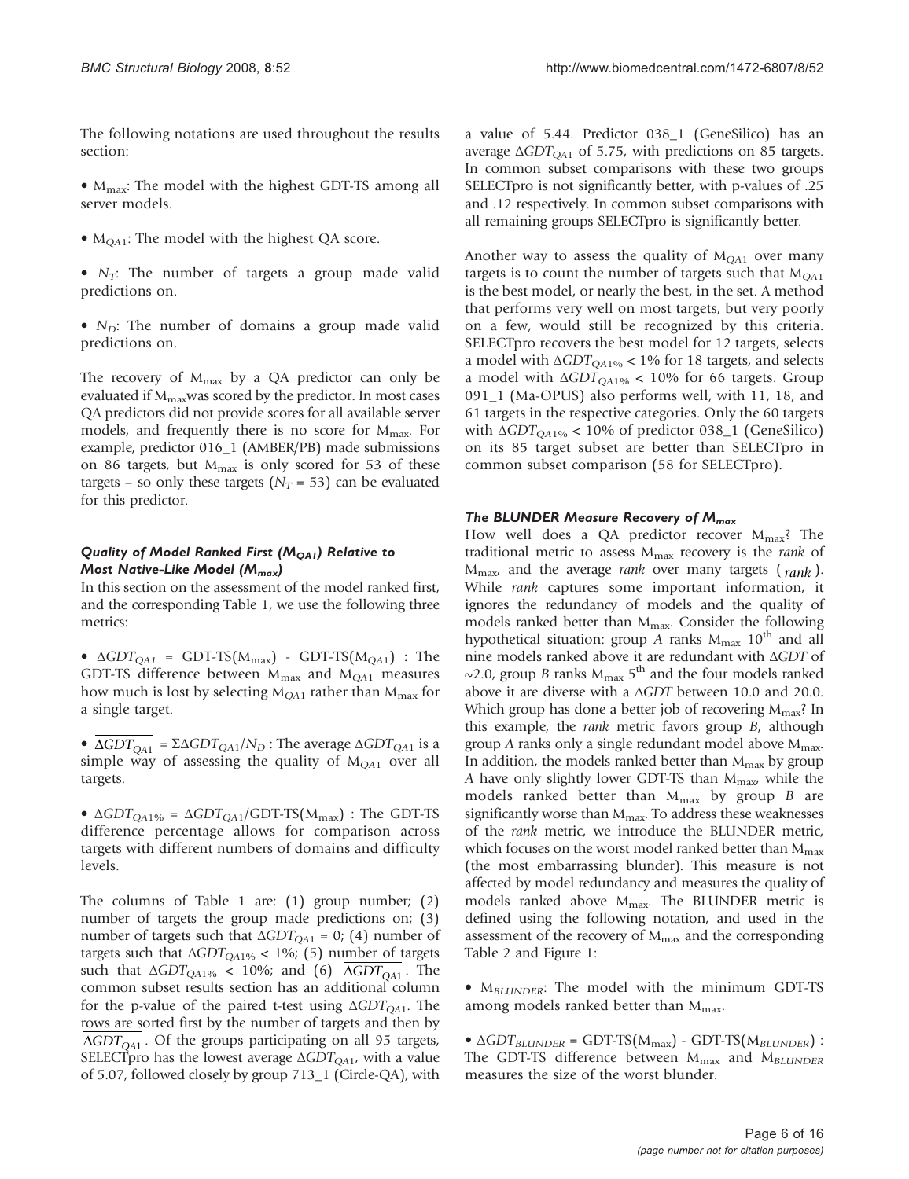The following notations are used throughout the results section:

- $M_{max}$: The model with the highest GDT-TS among all server models.
- $M_{QA1}$: The model with the highest QA score.
- $N_T$: The number of targets a group made valid predictions on.
- $N_D$: The number of domains a group made valid predictions on.

The recovery of $M_{max}$ by a QA predictor can only be evaluated if $M_{max}$ was scored by the predictor. In most cases QA predictors did not provide scores for all available server models, and frequently there is no score for $M_{max}$. For example, predictor 016_1 (AMBER/PB) made submissions on 86 targets, but $M_{max}$ is only scored for 53 of these targets – so only these targets ($N_T = 53$) can be evaluated for this predictor.

#### *Quality of Model Ranked First ($M_{QA1}$) Relative to Most Native-Like Model ($M_{max}$)*

In this section on the assessment of the model ranked first, and the corresponding Table 1, we use the following three metrics:

- $\Delta GDT_{QA1}$ = GDT-TS($M_{max}$) - GDT-TS($M_{QA1}$) : The GDT-TS difference between $M_{max}$ and $M_{QA1}$ measures how much is lost by selecting $M_{QA1}$ rather than $M_{max}$ for a single target.
- $\overline{\Delta GDT_{QA1}} = \Sigma \Delta GDT_{QA1}/N_D$ : The average $\Delta GDT_{QA1}$ is a simple way of assessing the quality of $M_{QA1}$ over all targets.
- $\Delta GDT_{QA1\%} = \Delta GDT_{QA1}/$GDT-TS($M_{max}$) : The GDT-TS difference percentage allows for comparison across targets with different numbers of domains and difficulty levels.

The columns of Table 1 are: (1) group number; (2) number of targets the group made predictions on; (3) number of targets such that $\Delta GDT_{QA1} = 0$; (4) number of targets such that $\Delta GDT_{QA1\%} < 1\%$; (5) number of targets such that $\Delta GDT_{QA1\%} < 10\%$; and (6) $\overline{\Delta GDT_{QA1}}$. The common subset results section has an additional column for the p-value of the paired t-test using $\Delta GDT_{QA1}$. The rows are sorted first by the number of targets and then by $\overline{\Delta GDT_{QA1}}$. Of the groups participating on all 95 targets, SELECTpro has the lowest average $\Delta GDT_{QA1}$, with a value of 5.07, followed closely by group 713_1 (Circle-QA), with a value of 5.44. Predictor 038_1 (GeneSilico) has an average $\Delta GDT_{QA1}$ of 5.75, with predictions on 85 targets. In common subset comparisons with these two groups SELECTpro is not significantly better, with p-values of .25 and .12 respectively. In common subset comparisons with all remaining groups SELECTpro is significantly better.

Another way to assess the quality of $M_{QA1}$ over many targets is to count the number of targets such that $M_{QA1}$ is the best model, or nearly the best, in the set. A method that performs very well on most targets, but very poorly on a few, would still be recognized by this criteria. SELECTpro recovers the best model for 12 targets, selects a model with $\Delta GDT_{QA1\%} < 1\%$ for 18 targets, and selects a model with $\Delta GDT_{QA1\%} < 10\%$ for 66 targets. Group 091_1 (Ma-OPUS) also performs well, with 11, 18, and 61 targets in the respective categories. Only the 60 targets with $\Delta GDT_{QA1\%} < 10\%$ of predictor 038_1 (GeneSilico) on its 85 target subset are better than SELECTpro in common subset comparison (58 for SELECTpro).

#### *The BLUNDER Measure Recovery of $M_{max}$*

How well does a QA predictor recover $M_{max}$? The traditional metric to assess $M_{max}$ recovery is the *rank* of $M_{max}$, and the average *rank* over many targets ($\overline{rank}$). While *rank* captures some important information, it ignores the redundancy of models and the quality of models ranked better than $M_{max}$. Consider the following hypothetical situation: group *A* ranks $M_{max}$ 10th and all nine models ranked above it are redundant with $\Delta GDT$ of ~2.0, group *B* ranks $M_{max}$ 5th and the four models ranked above it are diverse with a $\Delta GDT$ between 10.0 and 20.0. Which group has done a better job of recovering $M_{max}$? In this example, the *rank* metric favors group *B*, although group *A* ranks only a single redundant model above $M_{max}$. In addition, the models ranked better than $M_{max}$ by group *A* have only slightly lower GDT-TS than $M_{max}$, while the models ranked better than $M_{max}$ by group *B* are significantly worse than $M_{max}$. To address these weaknesses of the *rank* metric, we introduce the BLUNDER metric, which focuses on the worst model ranked better than $M_{max}$ (the most embarrassing blunder). This measure is not affected by model redundancy and measures the quality of models ranked above $M_{max}$. The BLUNDER metric is defined using the following notation, and used in the assessment of the recovery of $M_{max}$ and the corresponding Table 2 and Figure 1:

- $M_{BLUNDER}$: The model with the minimum GDT-TS among models ranked better than $M_{max}$.
- $\Delta GDT_{BLUNDER}$ = GDT-TS($M_{max}$) - GDT-TS($M_{BLUNDER}$) : The GDT-TS difference between $M_{max}$ and $M_{BLUNDER}$ measures the size of the worst blunder.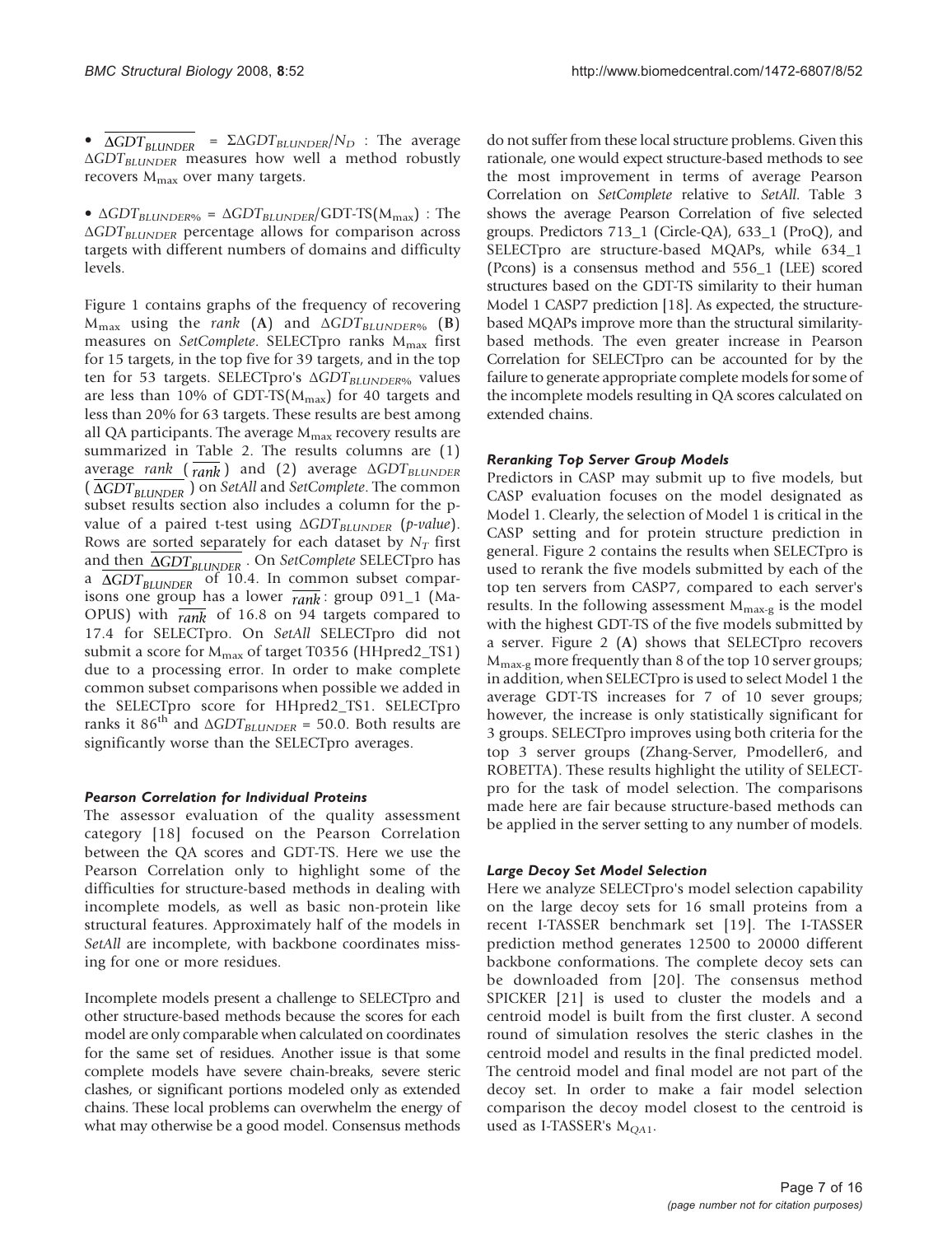- $\overline{\Delta GDT_{BLUNDER}} = \Sigma \Delta GDT_{BLUNDER}/N_D$ : The average $\Delta GDT_{BLUNDER}$ measures how well a method robustly recovers $M_{max}$ over many targets.

- $\Delta GDT_{BLUNDER\%} = \Delta GDT_{BLUNDER}/\text{GDT-TS}(M_{max})$ : The $\Delta GDT_{BLUNDER}$ percentage allows for comparison across targets with different numbers of domains and difficulty levels.

Figure 1 contains graphs of the frequency of recovering $M_{max}$ using the *rank* (**A**) and $\Delta GDT_{BLUNDER\%}$ (**B**) measures on *SetComplete*. SELECTpro ranks $M_{max}$ first for 15 targets, in the top five for 39 targets, and in the top ten for 53 targets. SELECTpro's $\Delta GDT_{BLUNDER\%}$ values are less than 10% of GDT-TS($M_{max}$) for 40 targets and less than 20% for 63 targets. These results are best among all QA participants. The average $M_{max}$ recovery results are summarized in Table 2. The results columns are (1) average *rank* ($\overline{rank}$) and (2) average $\Delta GDT_{BLUNDER}$ ($\overline{\Delta GDT_{BLUNDER}}$) on *SetAll* and *SetComplete*. The common subset results section also includes a column for the p-value of a paired t-test using $\Delta GDT_{BLUNDER}$ (*p-value*). Rows are sorted separately for each dataset by $N_T$ first and then $\overline{\Delta GDT_{BLUNDER}}$. On *SetComplete* SELECTpro has a $\overline{\Delta GDT_{BLUNDER}}$ of 10.4. In common subset comparisons one group has a lower $\overline{rank}$: group 091_1 (Ma-OPUS) with $\overline{rank}$ of 16.8 on 94 targets compared to 17.4 for SELECTpro. On *SetAll* SELECTpro did not submit a score for $M_{max}$ of target T0356 (HHpred2_TS1) due to a processing error. In order to make complete common subset comparisons when possible we added in the SELECTpro score for HHpred2_TS1. SELECTpro ranks it 86[th] and $\Delta GDT_{BLUNDER}$ = 50.0. Both results are significantly worse than the SELECTpro averages.

#### Pearson Correlation for Individual Proteins

The assessor evaluation of the quality assessment category [18] focused on the Pearson Correlation between the QA scores and GDT-TS. Here we use the Pearson Correlation only to highlight some of the difficulties for structure-based methods in dealing with incomplete models, as well as basic non-protein like structural features. Approximately half of the models in *SetAll* are incomplete, with backbone coordinates missing for one or more residues.

Incomplete models present a challenge to SELECTpro and other structure-based methods because the scores for each model are only comparable when calculated on coordinates for the same set of residues. Another issue is that some complete models have severe chain-breaks, severe steric clashes, or significant portions modeled only as extended chains. These local problems can overwhelm the energy of what may otherwise be a good model. Consensus methods do not suffer from these local structure problems. Given this rationale, one would expect structure-based methods to see the most improvement in terms of average Pearson Correlation on *SetComplete* relative to *SetAll*. Table 3 shows the average Pearson Correlation of five selected groups. Predictors 713_1 (Circle-QA), 633_1 (ProQ), and SELECTpro are structure-based MQAPs, while 634_1 (Pcons) is a consensus method and 556_1 (LEE) scored structures based on the GDT-TS similarity to their human Model 1 CASP7 prediction [18]. As expected, the structure-based MQAPs improve more than the structural similarity-based methods. The even greater increase in Pearson Correlation for SELECTpro can be accounted for by the failure to generate appropriate complete models for some of the incomplete models resulting in QA scores calculated on extended chains.

#### Reranking Top Server Group Models

Predictors in CASP may submit up to five models, but CASP evaluation focuses on the model designated as Model 1. Clearly, the selection of Model 1 is critical in the CASP setting and for protein structure prediction in general. Figure 2 contains the results when SELECTpro is used to rerank the five models submitted by each of the top ten servers from CASP7, compared to each server's results. In the following assessment $M_{max\text{-}g}$ is the model with the highest GDT-TS of the five models submitted by a server. Figure 2 (**A**) shows that SELECTpro recovers $M_{max\text{-}g}$ more frequently than 8 of the top 10 server groups; in addition, when SELECTpro is used to select Model 1 the average GDT-TS increases for 7 of 10 sever groups; however, the increase is only statistically significant for 3 groups. SELECTpro improves using both criteria for the top 3 server groups (Zhang-Server, Pmodeller6, and ROBETTA). These results highlight the utility of SELECTpro for the task of model selection. The comparisons made here are fair because structure-based methods can be applied in the server setting to any number of models.

#### Large Decoy Set Model Selection

Here we analyze SELECTpro's model selection capability on the large decoy sets for 16 small proteins from a recent I-TASSER benchmark set [19]. The I-TASSER prediction method generates 12500 to 20000 different backbone conformations. The complete decoy sets can be downloaded from [20]. The consensus method SPICKER [21] is used to cluster the models and a centroid model is built from the first cluster. A second round of simulation resolves the steric clashes in the centroid model and results in the final predicted model. The centroid model and final model are not part of the decoy set. In order to make a fair model selection comparison the decoy model closest to the centroid is used as I-TASSER's $M_{QA1}$.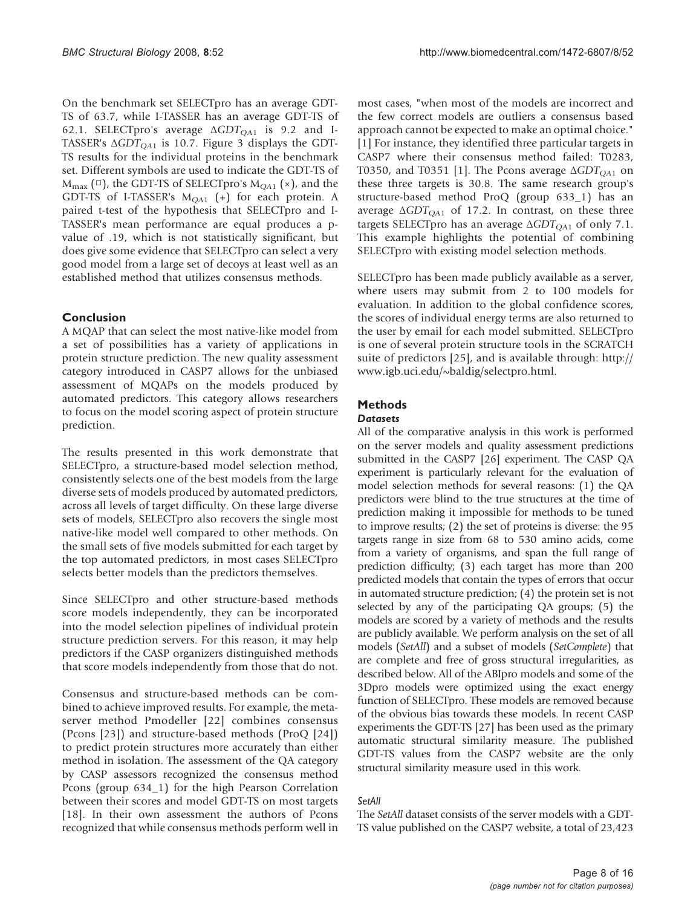On the benchmark set SELECTpro has an average GDT-TS of 63.7, while I-TASSER has an average GDT-TS of 62.1. SELECTpro's average $\Delta GDT_{QA1}$ is 9.2 and I-TASSER's $\Delta GDT_{QA1}$ is 10.7. Figure 3 displays the GDT-TS results for the individual proteins in the benchmark set. Different symbols are used to indicate the GDT-TS of $M_{max}$ (□), the GDT-TS of SELECTpro's $M_{QA1}$ (×), and the GDT-TS of I-TASSER's $M_{QA1}$ (+) for each protein. A paired t-test of the hypothesis that SELECTpro and I-TASSER's mean performance are equal produces a p-value of .19, which is not statistically significant, but does give some evidence that SELECTpro can select a very good model from a large set of decoys at least well as an established method that utilizes consensus methods.

## Conclusion

A MQAP that can select the most native-like model from a set of possibilities has a variety of applications in protein structure prediction. The new quality assessment category introduced in CASP7 allows for the unbiased assessment of MQAPs on the models produced by automated predictors. This category allows researchers to focus on the model scoring aspect of protein structure prediction.

The results presented in this work demonstrate that SELECTpro, a structure-based model selection method, consistently selects one of the best models from the large diverse sets of models produced by automated predictors, across all levels of target difficulty. On these large diverse sets of models, SELECTpro also recovers the single most native-like model well compared to other methods. On the small sets of five models submitted for each target by the top automated predictors, in most cases SELECTpro selects better models than the predictors themselves.

Since SELECTpro and other structure-based methods score models independently, they can be incorporated into the model selection pipelines of individual protein structure prediction servers. For this reason, it may help predictors if the CASP organizers distinguished methods that score models independently from those that do not.

Consensus and structure-based methods can be combined to achieve improved results. For example, the meta-server method Pmodeller [22] combines consensus (Pcons [23]) and structure-based methods (ProQ [24]) to predict protein structures more accurately than either method in isolation. The assessment of the QA category by CASP assessors recognized the consensus method Pcons (group 634_1) for the high Pearson Correlation between their scores and model GDT-TS on most targets [18]. In their own assessment the authors of Pcons recognized that while consensus methods perform well in most cases, "when most of the models are incorrect and the few correct models are outliers a consensus based approach cannot be expected to make an optimal choice." [1] For instance, they identified three particular targets in CASP7 where their consensus method failed: T0283, T0350, and T0351 [1]. The Pcons average $\Delta GDT_{QA1}$ on these three targets is 30.8. The same research group's structure-based method ProQ (group 633_1) has an average $\Delta GDT_{QA1}$ of 17.2. In contrast, on these three targets SELECTpro has an average $\Delta GDT_{QA1}$ of only 7.1. This example highlights the potential of combining SELECTpro with existing model selection methods.

SELECTpro has been made publicly available as a server, where users may submit from 2 to 100 models for evaluation. In addition to the global confidence scores, the scores of individual energy terms are also returned to the user by email for each model submitted. SELECTpro is one of several protein structure tools in the SCRATCH suite of predictors [25], and is available through: http://www.igb.uci.edu/~baldig/selectpro.html.

## Methods

### *Datasets*

All of the comparative analysis in this work is performed on the server models and quality assessment predictions submitted in the CASP7 [26] experiment. The CASP QA experiment is particularly relevant for the evaluation of model selection methods for several reasons: (1) the QA predictors were blind to the true structures at the time of prediction making it impossible for methods to be tuned to improve results; (2) the set of proteins is diverse: the 95 targets range in size from 68 to 530 amino acids, come from a variety of organisms, and span the full range of prediction difficulty; (3) each target has more than 200 predicted models that contain the types of errors that occur in automated structure prediction; (4) the protein set is not selected by any of the participating QA groups; (5) the models are scored by a variety of methods and the results are publicly available. We perform analysis on the set of all models (*SetAll*) and a subset of models (*SetComplete*) that are complete and free of gross structural irregularities, as described below. All of the ABIpro models and some of the 3Dpro models were optimized using the exact energy function of SELECTpro. These models are removed because of the obvious bias towards these models. In recent CASP experiments the GDT-TS [27] has been used as the primary automatic structural similarity measure. The published GDT-TS values from the CASP7 website are the only structural similarity measure used in this work.

#### *SetAll*

The *SetAll* dataset consists of the server models with a GDT-TS value published on the CASP7 website, a total of 23,423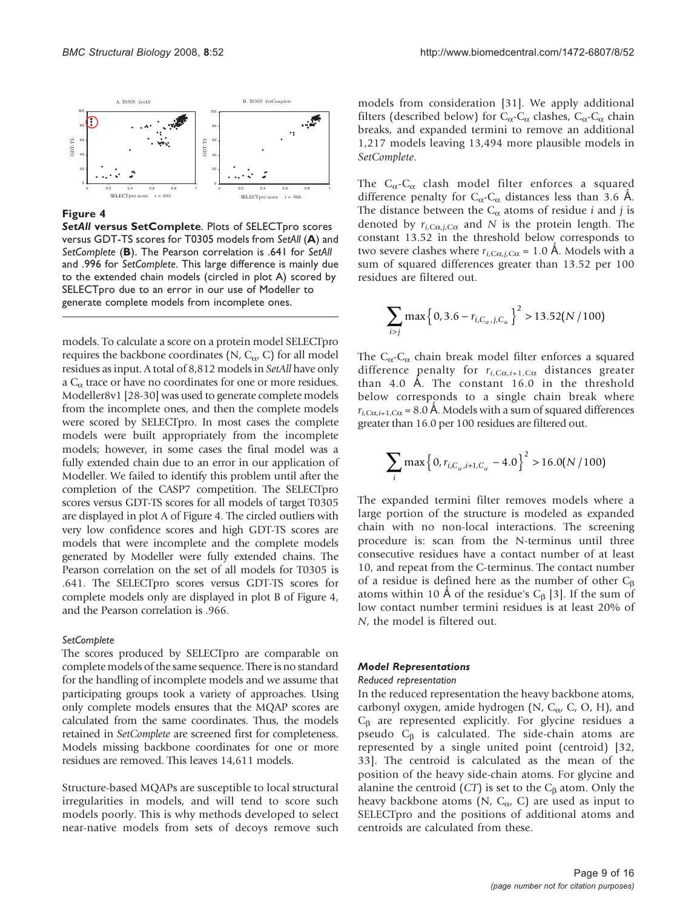**Figure 4**

***SetAll* versus SetComplete**. Plots of SELECTpro scores versus GDT-TS scores for T0305 models from *SetAll* (**A**) and *SetComplete* (**B**). The Pearson correlation is .641 for *SetAll* and .996 for *SetComplete*. This large difference is mainly due to the extended chain models (circled in plot A) scored by SELECTpro due to an error in our use of Modeller to generate complete models from incomplete ones.

models. To calculate a score on a protein model SELECTpro requires the backbone coordinates (N, $C_\alpha$, C) for all model residues as input. A total of 8,812 models in *SetAll* have only a $C_\alpha$ trace or have no coordinates for one or more residues. Modeller8v1 [28-30] was used to generate complete models from the incomplete ones, and then the complete models were scored by SELECTpro. In most cases the complete models were built appropriately from the incomplete models; however, in some cases the final model was a fully extended chain due to an error in our application of Modeller. We failed to identify this problem until after the completion of the CASP7 competition. The SELECTpro scores versus GDT-TS scores for all models of target T0305 are displayed in plot A of Figure 4. The circled outliers with very low confidence scores and high GDT-TS scores are models that were incomplete and the complete models generated by Modeller were fully extended chains. The Pearson correlation on the set of all models for T0305 is .641. The SELECTpro scores versus GDT-TS scores for complete models only are displayed in plot B of Figure 4, and the Pearson correlation is .966.

#### *SetComplete*

The scores produced by SELECTpro are comparable on complete models of the same sequence. There is no standard for the handling of incomplete models and we assume that participating groups took a variety of approaches. Using only complete models ensures that the MQAP scores are calculated from the same coordinates. Thus, the models retained in *SetComplete* are screened first for completeness. Models missing backbone coordinates for one or more residues are removed. This leaves 14,611 models.

Structure-based MQAPs are susceptible to local structural irregularities in models, and will tend to score such models poorly. This is why methods developed to select near-native models from sets of decoys remove such models from consideration [31]. We apply additional filters (described below) for $C_\alpha$-$C_\alpha$ clashes, $C_\alpha$-$C_\alpha$ chain breaks, and expanded termini to remove an additional 1,217 models leaving 13,494 more plausible models in *SetComplete*.

The $C_\alpha$-$C_\alpha$ clash model filter enforces a squared difference penalty for $C_\alpha$-$C_\alpha$ distances less than 3.6 Å. The distance between the $C_\alpha$ atoms of residue *i* and *j* is denoted by $r_{i,C\alpha,j,C\alpha}$ and *N* is the protein length. The constant 13.52 in the threshold below corresponds to two severe clashes where $r_{i,C\alpha,j,C\alpha}$ = 1.0 Å. Models with a sum of squared differences greater than 13.52 per 100 residues are filtered out.

$$\sum_{i>j} \max\left\{0, 3.6 - r_{i,C_\alpha,j,C_\alpha}\right\}^2 > 13.52(N/100)$$

The $C_\alpha$-$C_\alpha$ chain break model filter enforces a squared difference penalty for $r_{i,C\alpha,i+1,C\alpha}$ distances greater than 4.0 Å. The constant 16.0 in the threshold below corresponds to a single chain break where $r_{i,C\alpha,i+1,C\alpha}$ = 8.0 Å. Models with a sum of squared differences greater than 16.0 per 100 residues are filtered out.

$$\sum_{i} \max\left\{0, r_{i,C_\alpha,i+1,C_\alpha} - 4.0\right\}^2 > 16.0(N/100)$$

The expanded termini filter removes models where a large portion of the structure is modeled as expanded chain with no non-local interactions. The screening procedure is: scan from the N-terminus until three consecutive residues have a contact number of at least 10, and repeat from the C-terminus. The contact number of a residue is defined here as the number of other $C_\beta$ atoms within 10 Å of the residue's $C_\beta$ [3]. If the sum of low contact number termini residues is at least 20% of *N*, the model is filtered out.

### *Model Representations*

#### *Reduced representation*

In the reduced representation the heavy backbone atoms, carbonyl oxygen, amide hydrogen (N, $C_\alpha$, C, O, H), and $C_\beta$ are represented explicitly. For glycine residues a pseudo $C_\beta$ is calculated. The side-chain atoms are represented by a single united point (centroid) [32, 33]. The centroid is calculated as the mean of the position of the heavy side-chain atoms. For glycine and alanine the centroid (*CT*) is set to the $C_\beta$ atom. Only the heavy backbone atoms (N, $C_\alpha$, C) are used as input to SELECTpro and the positions of additional atoms and centroids are calculated from these.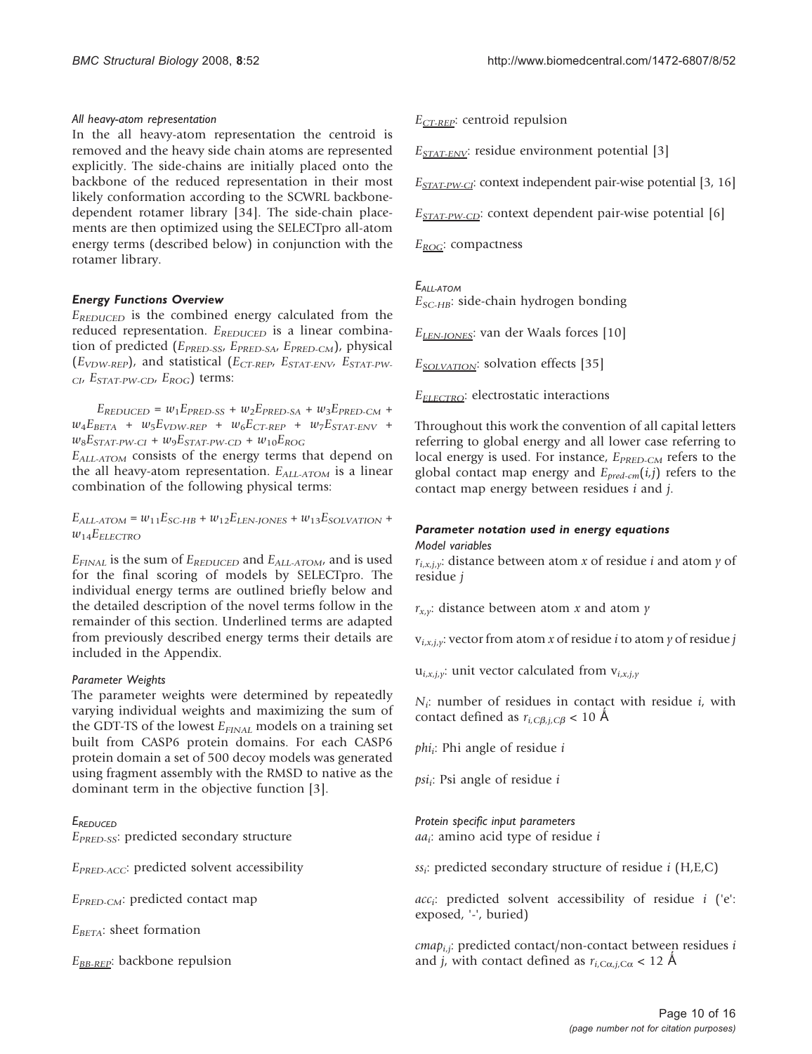#### All heavy-atom representation

In the all heavy-atom representation the centroid is removed and the heavy side chain atoms are represented explicitly. The side-chains are initially placed onto the backbone of the reduced representation in their most likely conformation according to the SCWRL backbone-dependent rotamer library [34]. The side-chain placements are then optimized using the SELECTpro all-atom energy terms (described below) in conjunction with the rotamer library.

### Energy Functions Overview

$E_{REDUCED}$ is the combined energy calculated from the reduced representation. $E_{REDUCED}$ is a linear combination of predicted ($E_{PRED\text{-}SS}$, $E_{PRED\text{-}SA}$, $E_{PRED\text{-}CM}$), physical ($E_{VDW\text{-}REP}$), and statistical ($E_{CT\text{-}REP}$, $E_{STAT\text{-}ENV}$, $E_{STAT\text{-}PW\text{-}CI}$, $E_{STAT\text{-}PW\text{-}CD}$, $E_{ROG}$) terms:

$$E_{REDUCED} = w_1 E_{PRED\text{-}SS} + w_2 E_{PRED\text{-}SA} + w_3 E_{PRED\text{-}CM} + w_4 E_{BETA} + w_5 E_{VDW\text{-}REP} + w_6 E_{CT\text{-}REP} + w_7 E_{STAT\text{-}ENV} + w_8 E_{STAT\text{-}PW\text{-}CI} + w_9 E_{STAT\text{-}PW\text{-}CD} + w_{10} E_{ROG}$$

$E_{ALL\text{-}ATOM}$ consists of the energy terms that depend on the all heavy-atom representation. $E_{ALL\text{-}ATOM}$ is a linear combination of the following physical terms:

$$E_{ALL\text{-}ATOM} = w_{11} E_{SC\text{-}HB} + w_{12} E_{LEN\text{-}JONES} + w_{13} E_{SOLVATION} + w_{14} E_{ELECTRO}$$

$E_{FINAL}$ is the sum of $E_{REDUCED}$ and $E_{ALL\text{-}ATOM}$, and is used for the final scoring of models by SELECTpro. The individual energy terms are outlined briefly below and the detailed description of the novel terms follow in the remainder of this section. Underlined terms are adapted from previously described energy terms their details are included in the Appendix.

#### Parameter Weights

The parameter weights were determined by repeatedly varying individual weights and maximizing the sum of the GDT-TS of the lowest $E_{FINAL}$ models on a training set built from CASP6 protein domains. For each CASP6 protein domain a set of 500 decoy models was generated using fragment assembly with the RMSD to native as the dominant term in the objective function [3].

#### $E_{REDUCED}$

$E_{PRED\text{-}SS}$: predicted secondary structure

$E_{PRED\text{-}ACC}$: predicted solvent accessibility

$E_{PRED\text{-}CM}$: predicted contact map

$E_{BETA}$: sheet formation

$\underline{E_{BB\text{-}REP}}$: backbone repulsion

$\underline{E_{CT\text{-}REP}}$: centroid repulsion

$\underline{E_{STAT\text{-}ENV}}$: residue environment potential [3]

$\underline{E_{STAT\text{-}PW\text{-}CI}}$: context independent pair-wise potential [3, 16]

$\underline{E_{STAT\text{-}PW\text{-}CD}}$: context dependent pair-wise potential [6]

$\underline{E_{ROG}}$: compactness

#### $E_{ALL\text{-}ATOM}$

$E_{SC\text{-}HB}$: side-chain hydrogen bonding

$\underline{E_{LEN\text{-}JONES}}$: van der Waals forces [10]

$\underline{E_{SOLVATION}}$: solvation effects [35]

$\underline{E_{ELECTRO}}$: electrostatic interactions

Throughout this work the convention of all capital letters referring to global energy and all lower case referring to local energy is used. For instance, $E_{PRED\text{-}CM}$ refers to the global contact map energy and $E_{pred\text{-}cm}(i,j)$ refers to the contact map energy between residues $i$ and $j$.

### Parameter notation used in energy equations

#### Model variables

$r_{i,x,j,y}$: distance between atom $x$ of residue $i$ and atom $y$ of residue $j$

$r_{x,y}$: distance between atom $x$ and atom $y$

$v_{i,x,j,y}$: vector from atom $x$ of residue $i$ to atom $y$ of residue $j$

$u_{i,x,j,y}$: unit vector calculated from $v_{i,x,j,y}$

$N_i$: number of residues in contact with residue $i$, with contact defined as $r_{i,C\beta,j,C\beta} < 10$ Å

$phi_i$: Phi angle of residue $i$

$psi_i$: Psi angle of residue $i$

#### Protein specific input parameters

$aa_i$: amino acid type of residue $i$

$ss_i$: predicted secondary structure of residue $i$ (H,E,C)

$acc_i$: predicted solvent accessibility of residue $i$ ('e': exposed, '-', buried)

$cmap_{i,j}$: predicted contact/non-contact between residues $i$ and $j$, with contact defined as $r_{i,C\alpha,j,C\alpha} < 12$ Å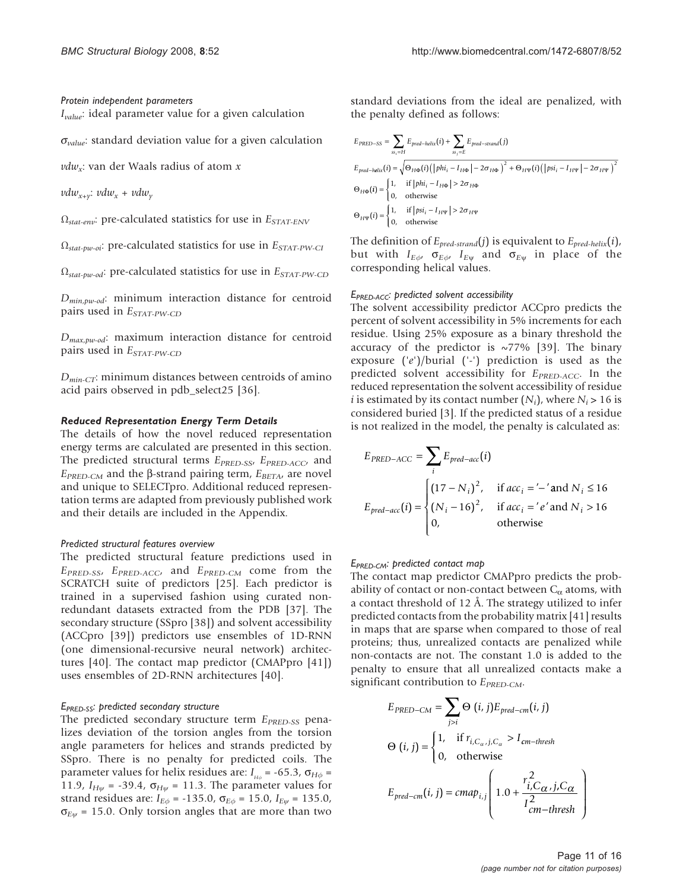*Protein independent parameters*

$I_{value}$: ideal parameter value for a given calculation

$\sigma_{value}$: standard deviation value for a given calculation

$vdw_x$: van der Waals radius of atom $x$

$vdw_{x+y}$: $vdw_x + vdw_y$

$\Omega_{stat\text{-}env}$: pre-calculated statistics for use in $E_{STAT\text{-}ENV}$

$\Omega_{stat\text{-}pw\text{-}oi}$: pre-calculated statistics for use in $E_{STAT\text{-}PW\text{-}CI}$

$\Omega_{stat\text{-}pw\text{-}od}$: pre-calculated statistics for use in $E_{STAT\text{-}PW\text{-}CD}$

$D_{min,pw\text{-}od}$: minimum interaction distance for centroid pairs used in $E_{STAT\text{-}PW\text{-}CD}$

$D_{max,pw\text{-}od}$: maximum interaction distance for centroid pairs used in $E_{STAT\text{-}PW\text{-}CD}$

$D_{min\text{-}CT}$: minimum distances between centroids of amino acid pairs observed in pdb_select25 [36].

### Reduced Representation Energy Term Details

The details of how the novel reduced representation energy terms are calculated are presented in this section. The predicted structural terms $E_{PRED\text{-}SS}$, $E_{PRED\text{-}ACC}$, and $E_{PRED\text{-}CM}$ and the β-strand pairing term, $E_{BETA}$, are novel and unique to SELECTpro. Additional reduced representation terms are adapted from previously published work and their details are included in the Appendix.

*Predicted structural features overview*

The predicted structural feature predictions used in $E_{PRED\text{-}SS}$, $E_{PRED\text{-}ACC}$, and $E_{PRED\text{-}CM}$ come from the SCRATCH suite of predictors [25]. Each predictor is trained in a supervised fashion using curated non-redundant datasets extracted from the PDB [37]. The secondary structure (SSpro [38]) and solvent accessibility (ACCpro [39]) predictors use ensembles of 1D-RNN (one dimensional-recursive neural network) architectures [40]. The contact map predictor (CMAPpro [41]) uses ensembles of 2D-RNN architectures [40].

*$E_{PRED\text{-}SS}$: predicted secondary structure*

The predicted secondary structure term $E_{PRED\text{-}SS}$ penalizes deviation of the torsion angles from the torsion angle parameters for helices and strands predicted by SSpro. There is no penalty for predicted coils. The parameter values for helix residues are: $I_{H\phi}$ = -65.3, $\sigma_{H\phi}$ = 11.9, $I_{H\psi}$ = -39.4, $\sigma_{H\psi}$ = 11.3. The parameter values for strand residues are: $I_{E\phi}$ = -135.0, $\sigma_{E\phi}$ = 15.0, $I_{E\psi}$ = 135.0, $\sigma_{E\psi}$ = 15.0. Only torsion angles that are more than two standard deviations from the ideal are penalized, with the penalty defined as follows:

$$E_{PRED-SS} = \sum_{ss_i=H} E_{pred-helix}(i) + \sum_{ss_j=E} E_{pred-strand}(j)$$

$$E_{pred-helix}(i) = \sqrt{\Theta_{H\Phi}(i)\left(\left|phi_i - I_{H\Phi}\right| - 2\sigma_{H\Phi}\right)^2 + \Theta_{H\Psi}(i)\left(\left|psi_i - I_{H\Psi}\right| - 2\sigma_{H\Psi}\right)^2}$$

$$\Theta_{H\Phi}(i) = \begin{cases} 1, & \text{if } \left|phi_i - I_{H\Phi}\right| > 2\sigma_{H\Phi} \\ 0, & \text{otherwise} \end{cases}$$

$$\Theta_{H\Psi}(i) = \begin{cases} 1, & \text{if } \left|psi_i - I_{H\Psi}\right| > 2\sigma_{H\Psi} \\ 0, & \text{otherwise} \end{cases}$$

The definition of $E_{pred\text{-}strand}(j)$ is equivalent to $E_{pred\text{-}helix}(i)$, but with $I_{E\phi}$, $\sigma_{E\phi}$, $I_{E\psi}$ and $\sigma_{E\psi}$ in place of the corresponding helical values.

*$E_{PRED\text{-}ACC}$: predicted solvent accessibility*

The solvent accessibility predictor ACCpro predicts the percent of solvent accessibility in 5% increments for each residue. Using 25% exposure as a binary threshold the accuracy of the predictor is ~77% [39]. The binary exposure ('$e$')/burial ('-') prediction is used as the predicted solvent accessibility for $E_{PRED\text{-}ACC}$. In the reduced representation the solvent accessibility of residue $i$ is estimated by its contact number ($N_i$), where $N_i > 16$ is considered buried [3]. If the predicted status of a residue is not realized in the model, the penalty is calculated as:

$$E_{PRED-ACC} = \sum_i E_{pred-acc}(i)$$

$$E_{pred-acc}(i) = \begin{cases} (17 - N_i)^2, & \text{if } acc_i = \text{'}-\text{'} \text{ and } N_i \le 16 \\ (N_i - 16)^2, & \text{if } acc_i = \text{'}e\text{'} \text{ and } N_i > 16 \\ 0, & \text{otherwise} \end{cases}$$

*$E_{PRED\text{-}CM}$: predicted contact map*

The contact map predictor CMAPpro predicts the probability of contact or non-contact between $C_\alpha$ atoms, with a contact threshold of 12 Å. The strategy utilized to infer predicted contacts from the probability matrix [41] results in maps that are sparse when compared to those of real proteins; thus, unrealized contacts are penalized while non-contacts are not. The constant 1.0 is added to the penalty to ensure that all unrealized contacts make a significant contribution to $E_{PRED\text{-}CM}$.

$$E_{PRED-CM} = \sum_{j>i} \Theta(i,j) E_{pred-cm}(i,j)$$

$$\Theta(i,j) = \begin{cases} 1, & \text{if } r_{i,C_\alpha,j,C_\alpha} > I_{cm-thresh} \\ 0, & \text{otherwise} \end{cases}$$

$$E_{pred-cm}(i,j) = cmap_{i,j}\left(1.0 + \frac{r^2_{i,C_\alpha,j,C_\alpha}}{I^2_{cm-thresh}}\right)$$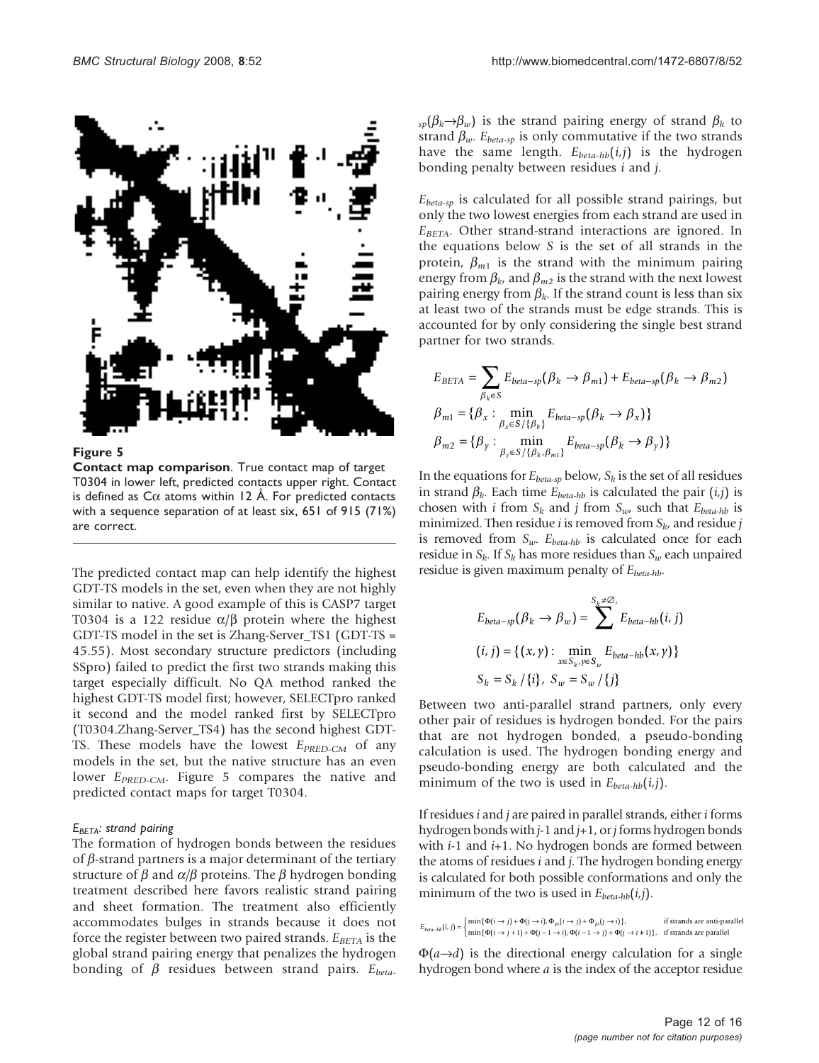**Figure 5**

**Contact map comparison**. True contact map of target T0304 in lower left, predicted contacts upper right. Contact is defined as Cα atoms within 12 Å. For predicted contacts with a sequence separation of at least six, 651 of 915 (71%) are correct.

The predicted contact map can help identify the highest GDT-TS models in the set, even when they are not highly similar to native. A good example of this is CASP7 target T0304 is a 122 residue α/β protein where the highest GDT-TS model in the set is Zhang-Server_TS1 (GDT-TS = 45.55). Most secondary structure predictors (including SSpro) failed to predict the first two strands making this target especially difficult. No QA method ranked the highest GDT-TS model first; however, SELECTpro ranked it second and the model ranked first by SELECTpro (T0304.Zhang-Server_TS4) has the second highest GDT-TS. These models have the lowest $E_{PRED-CM}$ of any models in the set, but the native structure has an even lower $E_{PRED-CM}$. Figure 5 compares the native and predicted contact maps for target T0304.

#### $E_{BETA}$: strand pairing

The formation of hydrogen bonds between the residues of β-strand partners is a major determinant of the tertiary structure of β and α/β proteins. The β hydrogen bonding treatment described here favors realistic strand pairing and sheet formation. The treatment also efficiently accommodates bulges in strands because it does not force the register between two paired strands. $E_{BETA}$ is the global strand pairing energy that penalizes the hydrogen bonding of β residues between strand pairs. $E_{beta-sp}(\beta_k \rightarrow \beta_w)$ is the strand pairing energy of strand $\beta_k$ to strand $\beta_w$. $E_{beta-sp}$ is only commutative if the two strands have the same length. $E_{beta-hb}(i,j)$ is the hydrogen bonding penalty between residues $i$ and $j$.

$E_{beta-sp}$ is calculated for all possible strand pairings, but only the two lowest energies from each strand are used in $E_{BETA}$. Other strand-strand interactions are ignored. In the equations below $S$ is the set of all strands in the protein, $\beta_{m1}$ is the strand with the minimum pairing energy from $\beta_k$, and $\beta_{m2}$ is the strand with the next lowest pairing energy from $\beta_k$. If the strand count is less than six at least two of the strands must be edge strands. This is accounted for by only considering the single best strand partner for two strands.

$$E_{BETA} = \sum_{\beta_k \in S} E_{beta-sp}(\beta_k \rightarrow \beta_{m1}) + E_{beta-sp}(\beta_k \rightarrow \beta_{m2})$$

$$\beta_{m1} = \{\beta_x : \min_{\beta_x \in S/\{\beta_k\}} E_{beta-sp}(\beta_k \rightarrow \beta_x)\}$$

$$\beta_{m2} = \{\beta_y : \min_{\beta_y \in S/\{\beta_k, \beta_{m1}\}} E_{beta-sp}(\beta_k \rightarrow \beta_y)\}$$

In the equations for $E_{beta-sp}$ below, $S_k$ is the set of all residues in strand $\beta_k$. Each time $E_{beta-hb}$ is calculated the pair $(i,j)$ is chosen with $i$ from $S_k$ and $j$ from $S_w$, such that $E_{beta-hb}$ is minimized. Then residue $i$ is removed from $S_k$, and residue $j$ is removed from $S_w$. $E_{beta-hb}$ is calculated once for each residue in $S_k$. If $S_k$ has more residues than $S_w$ each unpaired residue is given maximum penalty of $E_{beta-hb}$.

$$E_{beta-sp}(\beta_k \rightarrow \beta_w) = \sum^{S_k \neq \varnothing,} E_{beta-hb}(i,j)$$

$$(i,j) = \{(x,y) : \min_{x \in S_k, y \in S_w} E_{beta-hb}(x,y)\}$$

$$S_k = S_k / \{i\}, \; S_w = S_w / \{j\}$$

Between two anti-parallel strand partners, only every other pair of residues is hydrogen bonded. For the pairs that are not hydrogen bonded, a pseudo-bonding calculation is used. The hydrogen bonding energy and pseudo-bonding energy are both calculated and the minimum of the two is used in $E_{beta-hb}(i,j)$.

If residues $i$ and $j$ are paired in parallel strands, either $i$ forms hydrogen bonds with $j$-1 and $j$+1, or $j$ forms hydrogen bonds with $i$-1 and $i$+1. No hydrogen bonds are formed between the atoms of residues $i$ and $j$. The hydrogen bonding energy is calculated for both possible conformations and only the minimum of the two is used in $E_{beta-hb}(i,j)$.

$$E_{beta-hb}(i,j) = \begin{cases} \min\{\Phi(i \rightarrow j) + \Phi(j \rightarrow i), \Phi_{ps}(i \rightarrow j) + \Phi_{ps}(j \rightarrow i)\}, & \text{if strands are anti-parallel} \\ \min\{\Phi(i \rightarrow j+1) + \Phi(j-1 \rightarrow i), \Phi(i-1 \rightarrow j) + \Phi(j \rightarrow i+1)\}, & \text{if strands are parallel} \end{cases}$$

$\Phi(a \rightarrow d)$ is the directional energy calculation for a single hydrogen bond where $a$ is the index of the acceptor residue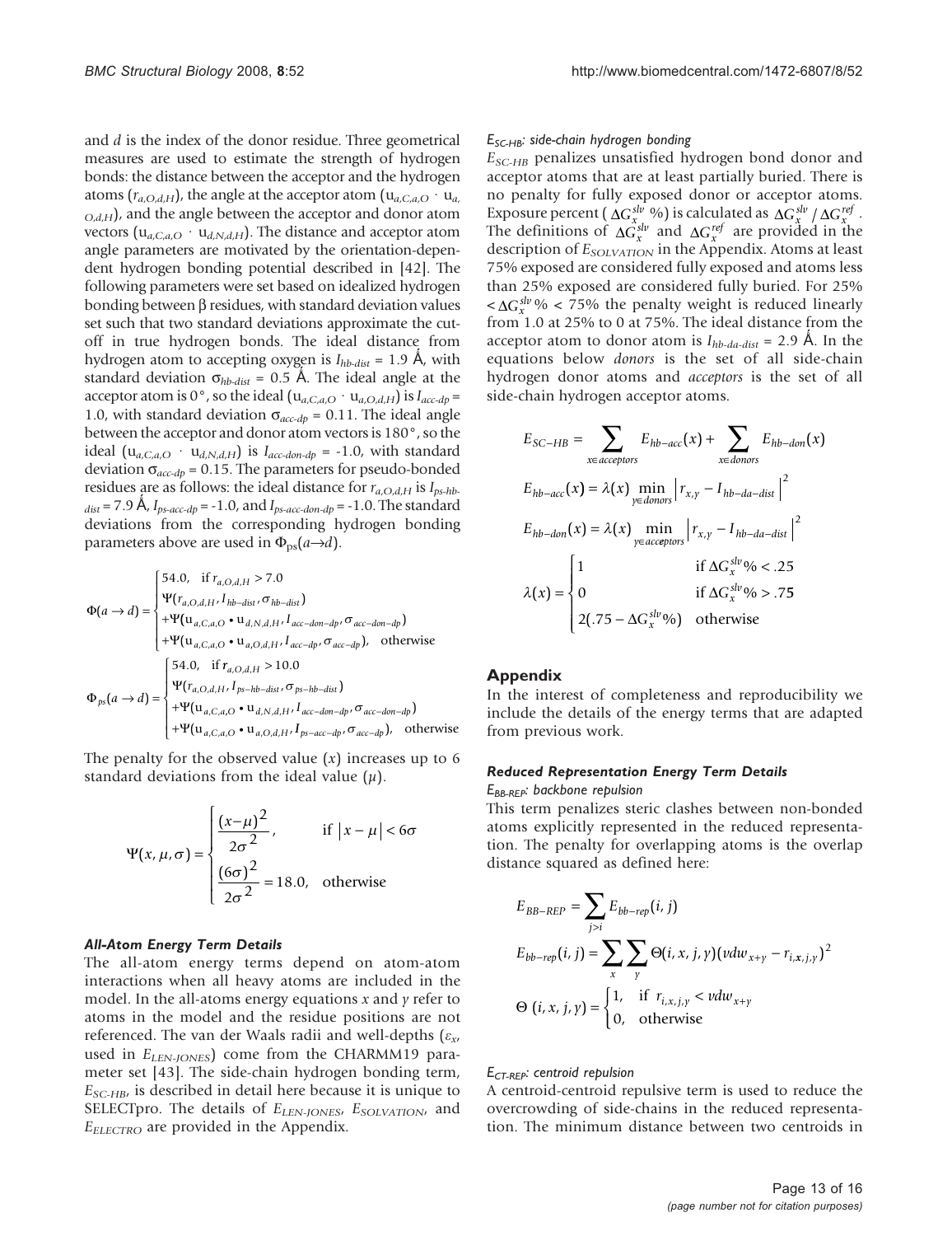and $d$ is the index of the donor residue. Three geometrical measures are used to estimate the strength of hydrogen bonds: the distance between the acceptor and the hydrogen atoms ($r_{a,O,d,H}$), the angle at the acceptor atom ($u_{a,C,a,O} \cdot u_{a,O,d,H}$), and the angle between the acceptor and donor atom vectors ($u_{a,C,a,O} \cdot u_{d,N,d,H}$). The distance and acceptor atom angle parameters are motivated by the orientation-dependent hydrogen bonding potential described in [42]. The following parameters were set based on idealized hydrogen bonding between β residues, with standard deviation values set such that two standard deviations approximate the cut-off in true hydrogen bonds. The ideal distance from hydrogen atom to accepting oxygen is $I_{hb-dist}$ = 1.9 Å, with standard deviation $\sigma_{hb-dist}$ = 0.5 Å. The ideal angle at the acceptor atom is 0°, so the ideal ($u_{a,C,a,O} \cdot u_{a,O,d,H}$) is $I_{acc-dp}$ = 1.0, with standard deviation $\sigma_{acc-dp}$ = 0.11. The ideal angle between the acceptor and donor atom vectors is 180°, so the ideal ($u_{a,C,a,O} \cdot u_{d,N,d,H}$) is $I_{acc-don-dp}$ = -1.0, with standard deviation $\sigma_{acc-dp}$ = 0.15. The parameters for pseudo-bonded residues are as follows: the ideal distance for $r_{a,O,d,H}$ is $I_{ps-hb-dist}$ = 7.9 Å, $I_{ps-acc-dp}$ = -1.0, and $I_{ps-acc-don-dp}$ = -1.0. The standard deviations from the corresponding hydrogen bonding parameters above are used in $\Phi_{ps}(a \rightarrow d)$.

$$\Phi(a \rightarrow d) = \begin{cases} 54.0, & \text{if } r_{a,O,d,H} > 7.0 \\ \Psi(r_{a,O,d,H}, I_{hb-dist}, \sigma_{hb-dist}) & \\ +\Psi(u_{a,C,a,O} \bullet u_{d,N,d,H}, I_{acc-don-dp}, \sigma_{acc-don-dp}) & \\ +\Psi(u_{a,C,a,O} \bullet u_{a,O,d,H}, I_{acc-dp}, \sigma_{acc-dp}), & \text{otherwise} \end{cases}$$

$$\Phi_{ps}(a \rightarrow d) = \begin{cases} 54.0, & \text{if } r_{a,O,d,H} > 10.0 \\ \Psi(r_{a,O,d,H}, I_{ps-hb-dist}, \sigma_{ps-hb-dist}) & \\ +\Psi(u_{a,C,a,O} \bullet u_{d,N,d,H}, I_{acc-don-dp}, \sigma_{acc-don-dp}) & \\ +\Psi(u_{a,C,a,O} \bullet u_{a,O,d,H}, I_{ps-acc-dp}, \sigma_{acc-dp}), & \text{otherwise} \end{cases}$$

The penalty for the observed value ($x$) increases up to 6 standard deviations from the ideal value ($\mu$).

$$\Psi(x, \mu, \sigma) = \begin{cases} \dfrac{(x-\mu)^2}{2\sigma^2}, & \text{if } |x - \mu| < 6\sigma \\ \dfrac{(6\sigma)^2}{2\sigma^2} = 18.0, & \text{otherwise} \end{cases}$$

#### *All-Atom Energy Term Details*

The all-atom energy terms depend on atom-atom interactions when all heavy atoms are included in the model. In the all-atoms energy equations $x$ and $y$ refer to atoms in the model and the residue positions are not referenced. The van der Waals radii and well-depths ($\varepsilon_x$, used in $E_{LEN-JONES}$) come from the CHARMM19 parameter set [43]. The side-chain hydrogen bonding term, $E_{SC-HB}$, is described in detail here because it is unique to SELECTpro. The details of $E_{LEN-JONES}$, $E_{SOLVATION}$, and $E_{ELECTRO}$ are provided in the Appendix.

##### *$E_{SC-HB}$: side-chain hydrogen bonding*

$E_{SC-HB}$ penalizes unsatisfied hydrogen bond donor and acceptor atoms that are at least partially buried. There is no penalty for fully exposed donor or acceptor atoms. Exposure percent ($\Delta G_x^{slv}$ %) is calculated as $\Delta G_x^{slv} / \Delta G_x^{ref}$. The definitions of $\Delta G_x^{slv}$ and $\Delta G_x^{ref}$ are provided in the description of $E_{SOLVATION}$ in the Appendix. Atoms at least 75% exposed are considered fully exposed and atoms less than 25% exposed are considered fully buried. For 25% $< \Delta G_x^{slv}$% < 75% the penalty weight is reduced linearly from 1.0 at 25% to 0 at 75%. The ideal distance from the acceptor atom to donor atom is $I_{hb-da-dist}$ = 2.9 Å. In the equations below *donors* is the set of all side-chain hydrogen donor atoms and *acceptors* is the set of all side-chain hydrogen acceptor atoms.

$$E_{SC-HB} = \sum_{x \in acceptors} E_{hb-acc}(x) + \sum_{x \in donors} E_{hb-don}(x)$$

$$E_{hb-acc}(x) = \lambda(x) \min_{y \in donors} \left| r_{x,y} - I_{hb-da-dist} \right|^2$$

$$E_{hb-don}(x) = \lambda(x) \min_{y \in acceptors} \left| r_{x,y} - I_{hb-da-dist} \right|^2$$

$$\lambda(x) = \begin{cases} 1 & \text{if } \Delta G_x^{slv}\% < .25 \\ 0 & \text{if } \Delta G_x^{slv}\% > .75 \\ 2(.75 - \Delta G_x^{slv}\%) & \text{otherwise} \end{cases}$$

## Appendix

In the interest of completeness and reproducibility we include the details of the energy terms that are adapted from previous work.

#### *Reduced Representation Energy Term Details*

##### *$E_{BB-REP}$: backbone repulsion*

This term penalizes steric clashes between non-bonded atoms explicitly represented in the reduced representation. The penalty for overlapping atoms is the overlap distance squared as defined here:

$$E_{BB-REP} = \sum_{j>i} E_{bb-rep}(i, j)$$

$$E_{bb-rep}(i, j) = \sum_{x} \sum_{y} \Theta(i, x, j, y)(vdw_{x+y} - r_{i,x,j,y})^2$$

$$\Theta(i, x, j, y) = \begin{cases} 1, & \text{if } r_{i,x,j,y} < vdw_{x+y} \\ 0, & \text{otherwise} \end{cases}$$

##### *$E_{CT-REP}$: centroid repulsion*

A centroid-centroid repulsive term is used to reduce the overcrowding of side-chains in the reduced representation. The minimum distance between two centroids in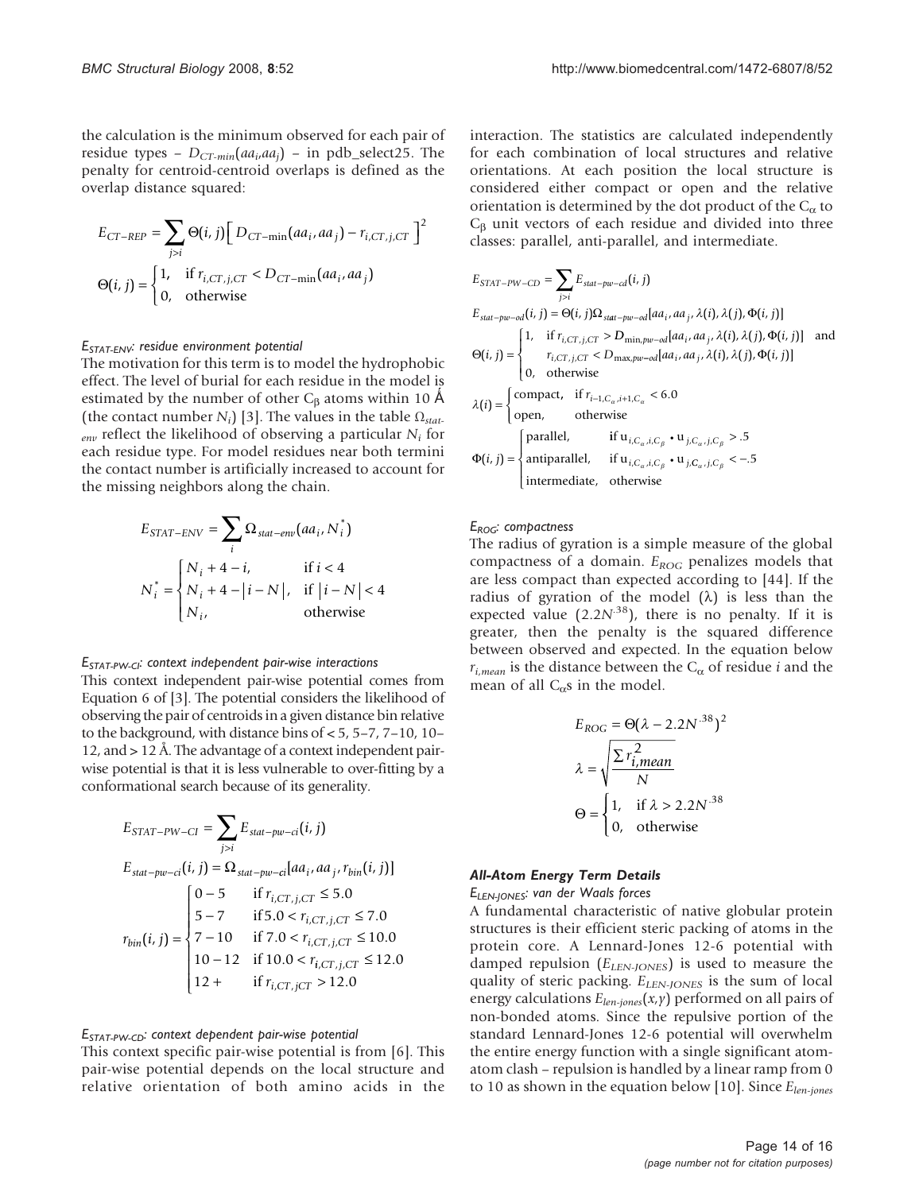the calculation is the minimum observed for each pair of residue types – $D_{CT\text{-}min}(aa_i,aa_j)$ – in pdb_select25. The penalty for centroid-centroid overlaps is defined as the overlap distance squared:

$$E_{CT-REP} = \sum_{j>i} \Theta(i,j)\Big[\, D_{CT-\min}(aa_i, aa_j) - r_{i,CT,j,CT} \,\Big]^2$$

$$\Theta(i,j) = \begin{cases} 1, & \text{if } r_{i,CT,j,CT} < D_{CT-\min}(aa_i, aa_j) \\ 0, & \text{otherwise} \end{cases}$$

*$E_{STAT\text{-}ENV}$: residue environment potential*

The motivation for this term is to model the hydrophobic effect. The level of burial for each residue in the model is estimated by the number of other $C_\beta$ atoms within 10 Å (the contact number $N_i$) [3]. The values in the table $\Omega_{stat\text{-}env}$ reflect the likelihood of observing a particular $N_i$ for each residue type. For model residues near both termini the contact number is artificially increased to account for the missing neighbors along the chain.

$$E_{STAT-ENV} = \sum_i \Omega_{stat-env}(aa_i, N_i^*)$$

$$N_i^* = \begin{cases} N_i + 4 - i, & \text{if } i < 4 \\ N_i + 4 - |i - N|, & \text{if } |i - N| < 4 \\ N_i, & \text{otherwise} \end{cases}$$

*$E_{STAT\text{-}PW\text{-}CI}$: context independent pair-wise interactions*

This context independent pair-wise potential comes from Equation 6 of [3]. The potential considers the likelihood of observing the pair of centroids in a given distance bin relative to the background, with distance bins of < 5, 5–7, 7–10, 10–12, and > 12 Å. The advantage of a context independent pair-wise potential is that it is less vulnerable to over-fitting by a conformational search because of its generality.

$$E_{STAT-PW-CI} = \sum_{j>i} E_{stat-pw-ci}(i,j)$$

$$E_{stat-pw-ci}(i,j) = \Omega_{stat-pw-ci}[aa_i, aa_j, r_{bin}(i,j)]$$

$$r_{bin}(i,j) = \begin{cases} 0-5 & \text{if } r_{i,CT,j,CT} \le 5.0 \\ 5-7 & \text{if } 5.0 < r_{i,CT,j,CT} \le 7.0 \\ 7-10 & \text{if } 7.0 < r_{i,CT,j,CT} \le 10.0 \\ 10-12 & \text{if } 10.0 < r_{i,CT,j,CT} \le 12.0 \\ 12+ & \text{if } r_{i,CT,jCT} > 12.0 \end{cases}$$

*$E_{STAT\text{-}PW\text{-}CD}$: context dependent pair-wise potential*

This context specific pair-wise potential is from [6]. This pair-wise potential depends on the local structure and relative orientation of both amino acids in the interaction. The statistics are calculated independently for each combination of local structures and relative orientations. At each position the local structure is considered either compact or open and the relative orientation is determined by the dot product of the $C_\alpha$ to $C_\beta$ unit vectors of each residue and divided into three classes: parallel, anti-parallel, and intermediate.

$$E_{STAT-PW-CD} = \sum_{j>i} E_{stat-pw-cd}(i,j)$$

$$E_{stat-pw-od}(i,j) = \Theta(i,j)\Omega_{stat-pw-od}[aa_i, aa_j, \lambda(i), \lambda(j), \Phi(i,j)]$$

$$\Theta(i,j) = \begin{cases} 1, & \text{if } r_{i,CT,j,CT} > D_{\min,pw-od}[aa_i, aa_j, \lambda(i), \lambda(j), \Phi(i,j)] \text{ and} \\ & r_{i,CT,j,CT} < D_{\max,pw-od}[aa_i, aa_j, \lambda(i), \lambda(j), \Phi(i,j)] \\ 0, & \text{otherwise} \end{cases}$$

$$\lambda(i) = \begin{cases} \text{compact}, & \text{if } r_{i-1,C_\alpha,i+1,C_\alpha} < 6.0 \\ \text{open}, & \text{otherwise} \end{cases}$$

$$\Phi(i,j) = \begin{cases} \text{parallel}, & \text{if } \mathbf{u}_{i,C_\alpha,i,C_\beta} \bullet \mathbf{u}_{j,C_\alpha,j,C_\beta} > .5 \\ \text{antiparallel}, & \text{if } \mathbf{u}_{i,C_\alpha,i,C_\beta} \bullet \mathbf{u}_{j,C_\alpha,j,C_\beta} < -.5 \\ \text{intermediate}, & \text{otherwise} \end{cases}$$

*$E_{ROG}$: compactness*

The radius of gyration is a simple measure of the global compactness of a domain. $E_{ROG}$ penalizes models that are less compact than expected according to [44]. If the radius of gyration of the model ($\lambda$) is less than the expected value ($2.2N^{.38}$), there is no penalty. If it is greater, then the penalty is the squared difference between observed and expected. In the equation below $r_{i,mean}$ is the distance between the $C_\alpha$ of residue $i$ and the mean of all $C_\alpha$s in the model.

$$E_{ROG} = \Theta(\lambda - 2.2N^{.38})^2$$

$$\lambda = \sqrt{\frac{\sum r_{i,mean}^2}{N}}$$

$$\Theta = \begin{cases} 1, & \text{if } \lambda > 2.2N^{.38} \\ 0, & \text{otherwise} \end{cases}$$

### All-Atom Energy Term Details

*$E_{LEN\text{-}JONES}$: van der Waals forces*

A fundamental characteristic of native globular protein structures is their efficient steric packing of atoms in the protein core. A Lennard-Jones 12-6 potential with damped repulsion ($E_{LEN\text{-}JONES}$) is used to measure the quality of steric packing. $E_{LEN\text{-}JONES}$ is the sum of local energy calculations $E_{len\text{-}jones}(x,y)$ performed on all pairs of non-bonded atoms. Since the repulsive portion of the standard Lennard-Jones 12-6 potential will overwhelm the entire energy function with a single significant atom-atom clash – repulsion is handled by a linear ramp from 0 to 10 as shown in the equation below [10]. Since $E_{len\text{-}jones}$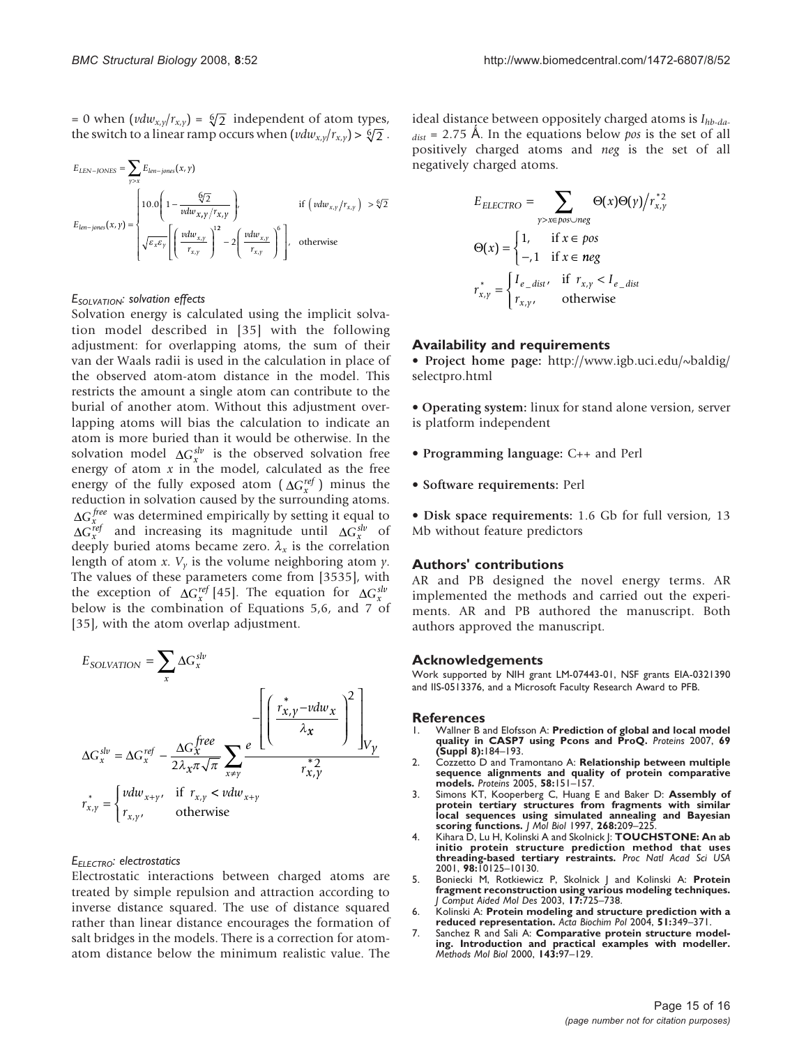= 0 when $(vdw_{x,y}/r_{x,y}) = \sqrt[6]{2}$ independent of atom types, the switch to a linear ramp occurs when $(vdw_{x,y}/r_{x,y}) > \sqrt[6]{2}$.

$$E_{LEN-JONES} = \sum_{y>x} E_{len-jones}(x,y)$$

$$E_{len-jones}(x,y) = \begin{cases} 10.0\left(1 - \dfrac{\sqrt[6]{2}}{vdw_{x,y}/r_{x,y}}\right), & \text{if } \left(vdw_{x,y}/r_{x,y}\right) > \sqrt[6]{2} \\ \sqrt{\varepsilon_x \varepsilon_y}\left[\left(\dfrac{vdw_{x,y}}{r_{x,y}}\right)^{12} - 2\left(\dfrac{vdw_{x,y}}{r_{x,y}}\right)^{6}\right], & \text{otherwise} \end{cases}$$

#### $E_{SOLVATION}$: solvation effects

Solvation energy is calculated using the implicit solvation model described in [35] with the following adjustment: for overlapping atoms, the sum of their van der Waals radii is used in the calculation in place of the observed atom-atom distance in the model. This restricts the amount a single atom can contribute to the burial of another atom. Without this adjustment overlapping atoms will bias the calculation to indicate an atom is more buried than it would be otherwise. In the solvation model $\Delta G_x^{slv}$ is the observed solvation free energy of atom $x$ in the model, calculated as the free energy of the fully exposed atom ($\Delta G_x^{ref}$) minus the reduction in solvation caused by the surrounding atoms. $\Delta G_x^{free}$ was determined empirically by setting it equal to $\Delta G_x^{ref}$ and increasing its magnitude until $\Delta G_x^{slv}$ of deeply buried atoms became zero. $\lambda_x$ is the correlation length of atom $x$. $V_y$ is the volume neighboring atom $y$. The values of these parameters come from [3535], with the exception of $\Delta G_x^{ref}$ [45]. The equation for $\Delta G_x^{slv}$ below is the combination of Equations 5,6, and 7 of [35], with the atom overlap adjustment.

$$E_{SOLVATION} = \sum_{x} \Delta G_x^{slv}$$

$$\Delta G_x^{slv} = \Delta G_x^{ref} - \frac{\Delta G_x^{free}}{2\lambda_x \pi\sqrt{\pi}} \sum_{x \neq y} \frac{e^{-\left[\left(\frac{r^*_{x,y} - vdw_x}{\lambda_x}\right)^2\right]} V_y}{r^{*2}_{x,y}}$$

$$r^*_{x,y} = \begin{cases} vdw_{x+y}, & \text{if } r_{x,y} < vdw_{x+y} \\ r_{x,y}, & \text{otherwise} \end{cases}$$

#### $E_{ELECTRO}$: electrostatics

Electrostatic interactions between charged atoms are treated by simple repulsion and attraction according to inverse distance squared. The use of distance squared rather than linear distance encourages the formation of salt bridges in the models. There is a correction for atom-atom distance below the minimum realistic value. The ideal distance between oppositely charged atoms is $I_{hb-dadist}$ = 2.75 Å. In the equations below *pos* is the set of all positively charged atoms and *neg* is the set of all negatively charged atoms.

$$E_{ELECTRO} = \sum_{y>x \in pos \cup neg} \Theta(x)\Theta(y)/r^{*2}_{x,y}$$

$$\Theta(x) = \begin{cases} 1, & \text{if } x \in pos \\ -1 & \text{if } x \in neg \end{cases}$$

$$r^*_{x,y} = \begin{cases} I_{e\_dist}, & \text{if } r_{x,y} < I_{e\_dist} \\ r_{x,y}, & \text{otherwise} \end{cases}$$

## Availability and requirements

• **Project home page:** http://www.igb.uci.edu/~baldig/selectpro.html

• **Operating system:** linux for stand alone version, server is platform independent

• **Programming language:** C++ and Perl

• **Software requirements:** Perl

• **Disk space requirements:** 1.6 Gb for full version, 13 Mb without feature predictors

## Authors' contributions

AR and PB designed the novel energy terms. AR implemented the methods and carried out the experiments. AR and PB authored the manuscript. Both authors approved the manuscript.

## Acknowledgements

Work supported by NIH grant LM-07443-01, NSF grants EIA-0321390 and IIS-0513376, and a Microsoft Faculty Research Award to PFB.

## References

1. Wallner B and Elofsson A: **Prediction of global and local model quality in CASP7 using Pcons and ProQ.** *Proteins* 2007, **69 (Suppl 8):**184–193.
2. Cozzetto D and Tramontano A: **Relationship between multiple sequence alignments and quality of protein comparative models.** *Proteins* 2005, **58:**151–157.
3. Simons KT, Kooperberg C, Huang E and Baker D: **Assembly of protein tertiary structures from fragments with similar local sequences using simulated annealing and Bayesian scoring functions.** *J Mol Biol* 1997, **268:**209–225.
4. Kihara D, Lu H, Kolinski A and Skolnick J: **TOUCHSTONE: An ab initio protein structure prediction method that uses threading-based tertiary restraints.** *Proc Natl Acad Sci USA* 2001, **98:**10125–10130.
5. Boniecki M, Rotkiewicz P, Skolnick J and Kolinski A: **Protein fragment reconstruction using various modeling techniques.** *J Comput Aided Mol Des* 2003, **17:**725–738.
6. Kolinski A: **Protein modeling and structure prediction with a reduced representation.** *Acta Biochim Pol* 2004, **51:**349–371.
7. Sanchez R and Sali A: **Comparative protein structure modeling. Introduction and practical examples with modeller.** *Methods Mol Biol* 2000, **143:**97–129.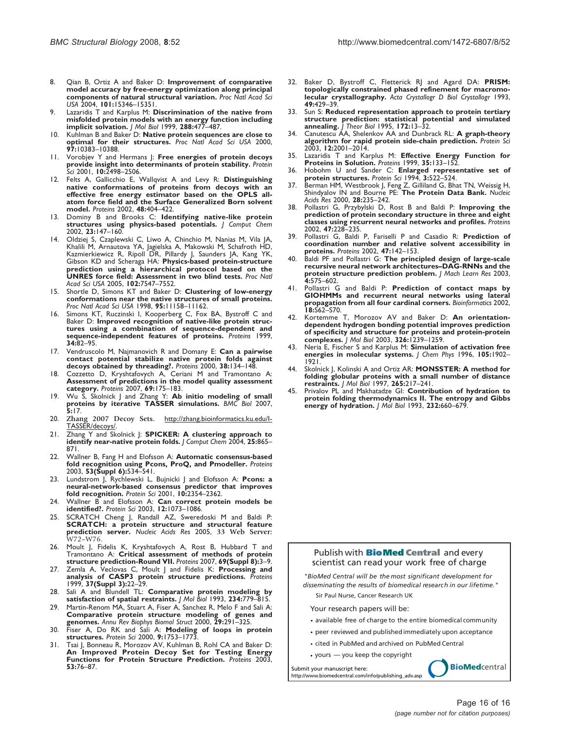8. Qian B, Ortiz A and Baker D: **Improvement of comparative model accuracy by free-energy optimization along principal components of natural structural variation.** *Proc Natl Acad Sci USA* 2004, **101:**15346–15351.
9. Lazaridis T and Karplus M: **Discrimination of the native from misfolded protein models with an energy function including implicit solvation.** *J Mol Biol* 1999, **288:**477–487.
10. Kuhlman B and Baker D: **Native protein sequences are close to optimal for their structures.** *Proc Natl Acad Sci USA* 2000, **97:**10383–10388.
11. Vorobjev Y and Hermans J: **Free energies of protein decoys provide insight into determinants of protein stability.** *Protein Sci* 2001, **10:**2498–2506.
12. Felts A, Gallicchio E, Wallqvist A and Levy R: **Distinguishing native conformations of proteins from decoys with an effective free energy estimator based on the OPLS all-atom force field and the Surface Generalized Born solvent model.** *Proteins* 2002, **48:**404–422.
13. Dominy B and Brooks C: **Identifying native-like protein structures using physics-based potentials.** *J Comput Chem* 2002, **23:**147–160.
14. Oldziej S, Czaplewski C, Liwo A, Chinchio M, Nanias M, Vila JA, Khalili M, Arnautova YA, Jagielska A, Makowski M, Schafroth HD, Kazmierkiewicz R, Ripoll DR, Pillardy J, Saunders JA, Kang YK, Gibson KD and Scheraga HA: **Physics-based protein-structure prediction using a hierarchical protocol based on the UNRES force field: Assessment in two blind tests.** *Proc Natl Acad Sci USA* 2005, **102:**7547–7552.
15. Shortle D, Simons KT and Baker D: **Clustering of low-energy conformations near the native structures of small proteins.** *Proc Natl Acad Sci USA* 1998, **95:**11158–11162.
16. Simons KT, Ruczinski I, Kooperberg C, Fox BA, Bystroff C and Baker D: **Improved recognition of native-like protein structures using a combination of sequence-dependent and sequence-independent features of proteins.** *Proteins* 1999, **34:**82–95.
17. Vendruscolo M, Najmanovich R and Domany E: **Can a pairwise contact potential stabilize native protein folds against decoys obtained by threading?.** *Proteins* 2000, **38:**134–148.
18. Cozzetto D, Kryshtafovych A, Ceriani M and Tramontano A: **Assessment of predictions in the model quality assessment category.** *Proteins* 2007, **69:**175–183.
19. Wu S, Skolnick J and Zhang Y: **Ab initio modeling of small proteins by iterative TASSER simulations.** *BMC Biol* 2007, **5:**17.
20. Zhang 2007 Decoy Sets. http://zhang.bioinformatics.ku.edu/I-TASSER/decoys/.
21. Zhang Y and Skolnick J: **SPICKER: A clustering approach to identify near-native protein folds.** *J Comput Chem* 2004, **25:**865–871.
22. Wallner B, Fang H and Elofsson A: **Automatic consensus-based fold recognition using Pcons, ProQ, and Pmodeller.** *Proteins* 2003, **53(Suppl 6):**534–541.
23. Lundstrom J, Rychlewski L, Bujnicki J and Elofsson A: **Pcons: a neural-network-based consensus predictor that improves fold recognition.** *Protein Sci* 2001, **10:**2354–2362.
24. Wallner B and Elofsson A: **Can correct protein models be identified?.** *Protein Sci* 2003, **12:**1073–1086.
25. SCRATCH Cheng J, Randall AZ, Sweredoski M and Baldi P: **SCRATCH: a protein structure and structural feature prediction server.** *Nucleic Acids Res* 2005, 33 Web Server: W72–W76.
26. Moult J, Fidelis K, Kryshtafovych A, Rost B, Hubbard T and Tramontano A: **Critical assessment of methods of protein structure prediction-Round VII.** *Proteins* 2007, **69(Suppl 8):**3–9.
27. Zemla A, Veclovas C, Moult J and Fidelis K: **Processing and analysis of CASP3 protein structure predictions.** *Proteins* 1999, **37(Suppl 3):**22–29.
28. Sali A and Blundell TL: **Comparative protein modeling by satisfaction of spatial restraints.** *J Mol Biol* 1993, **234:**779–815.
29. Martin-Renom MA, Stuart A, Fiser A, Sanchez R, Melo F and Sali A: **Comparative protein structure modeling of genes and genomes.** *Annu Rev Biophys Biomol Struct* 2000, **29:**291–325.
30. Fiser A, Do RK and Sali A: **Modeling of loops in protein structures.** *Protein Sci* 2000, **9:**1753–1773.
31. Tsai J, Bonneau R, Morozov AV, Kuhlman B, Rohl CA and Baker D: **An Improved Protein Decoy Set for Testing Energy Functions for Protein Structure Prediction.** *Proteins* 2003, **53:**76–87.
32. Baker D, Bystroff C, Fletterick RJ and Agard DA: **PRISM: topologically constrained phased refinement for macromolecular crystallography.** *Acta Crystallogr D Biol Crystallogr* 1993, **49:**429–39.
33. Sun S: **Reduced representation approach to protein tertiary structure prediction: statistical potential and simulated annealing.** *J Theor Biol* 1995, **172:**13–32.
34. Canutescu AA, Shelenkov AA and Dunbrack RL: **A graph-theory algorithm for rapid protein side-chain prediction.** *Protein Sci* 2003, **12:**2001–2014.
35. Lazaridis T and Karplus M: **Effective Energy Function for Proteins in Solution.** *Proteins* 1999, **35:**133–152.
36. Hobohm U and Sander C: **Enlarged representative set of protein structures.** *Protein Sci* 1994, **3:**522–524.
37. Berman HM, Westbrook J, Feng Z, Gilliland G, Bhat TN, Weissig H, Shindyalov IN and Bourne PE: **The Protein Data Bank.** *Nucleic Acids Res* 2000, **28:**235–242.
38. Pollastri G, Przybylski D, Rost B and Baldi P: **Improving the prediction of protein secondary structure in three and eight classes using recurrent neural networks and profiles.** *Proteins* 2002, **47:**228–235.
39. Pollastri G, Baldi P, Fariselli P and Casadio R: **Prediction of coordination number and relative solvent accessibility in proteins.** *Proteins* 2002, **47:**142–153.
40. Baldi PF and Pollastri G: **The principled design of large-scale recursive neural network architectures–DAG-RNNs and the protein structure prediction problem.** *J Mach Learn Res* 2003, **4:**575–602.
41. Pollastri G and Baldi P: **Prediction of contact maps by GIOHMMs and recurrent neural networks using lateral propagation from all four cardinal corners.** *Bioinformatics* 2002, **18:**S62–S70.
42. Kortemme T, Morozov AV and Baker D: **An orientation-dependent hydrogen bonding potential improves prediction of specificity and structure for proteins and protein-protein complexes.** *J Mol Biol* 2003, **326:**1239–1259.
43. Neria E, Fischer S and Karplus M: **Simulation of activation free energies in molecular systems.** *J Chem Phys* 1996, **105:**1902–1921.
44. Skolnick J, Kolinski A and Ortiz AR: **MONSSTER: A method for folding globular proteins with a small number of distance restraints.** *J Mol Biol* 1997, **265:**217–241.
45. Privalov PL and Makhatadze GI: **Contribution of hydration to protein folding thermodynamics II. The entropy and Gibbs energy of hydration.** *J Mol Biol* 1993, **232:**660–679.

Publish with **BioMed Central** and every scientist can read your work free of charge

*"BioMed Central will be the most significant development for disseminating the results of biomedical research in our lifetime."*

Sir Paul Nurse, Cancer Research UK

Your research papers will be:

- available free of charge to the entire biomedical community
- peer reviewed and published immediately upon acceptance
- cited in PubMed and archived on PubMed Central
- yours — you keep the copyright

Submit your manuscript here:
http://www.biomedcentral.com/info/publishing_adv.asp

**BioMed**central